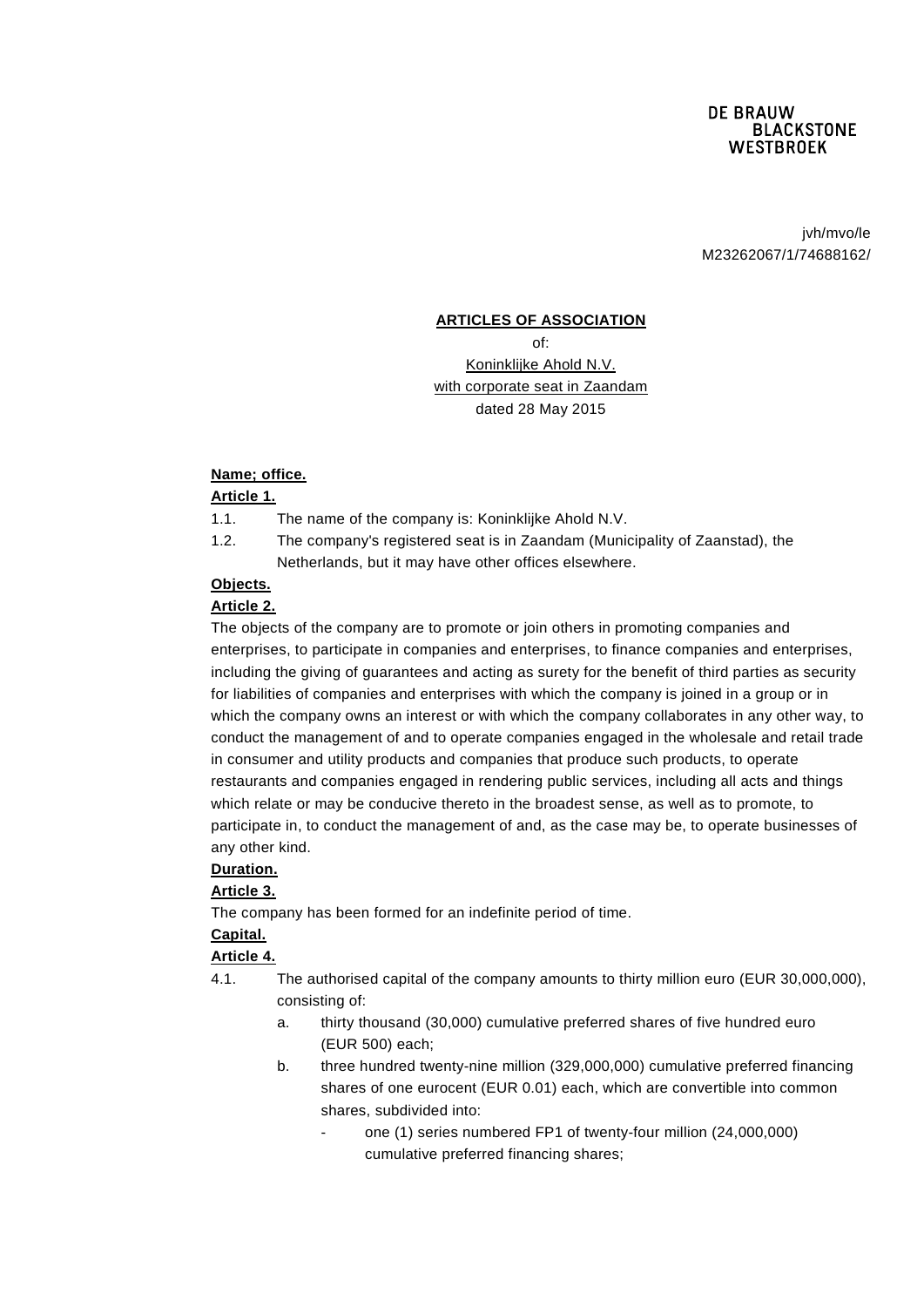DE BRAUW
BLACKSTONE
WESTBROEK

jvh/mvo/le
M23262067/1/74688162/

**ARTICLES OF ASSOCIATION**

of:

Koninklijke Ahold N.V.

with corporate seat in Zaandam

dated 28 May 2015

**Name; office.**

**Article 1.**

1.1. The name of the company is: Koninklijke Ahold N.V.

1.2. The company's registered seat is in Zaandam (Municipality of Zaanstad), the Netherlands, but it may have other offices elsewhere.

**Objects.**

**Article 2.**

The objects of the company are to promote or join others in promoting companies and enterprises, to participate in companies and enterprises, to finance companies and enterprises, including the giving of guarantees and acting as surety for the benefit of third parties as security for liabilities of companies and enterprises with which the company is joined in a group or in which the company owns an interest or with which the company collaborates in any other way, to conduct the management of and to operate companies engaged in the wholesale and retail trade in consumer and utility products and companies that produce such products, to operate restaurants and companies engaged in rendering public services, including all acts and things which relate or may be conducive thereto in the broadest sense, as well as to promote, to participate in, to conduct the management of and, as the case may be, to operate businesses of any other kind.

**Duration.**

**Article 3.**

The company has been formed for an indefinite period of time.

**Capital.**

**Article 4.**

4.1. The authorised capital of the company amounts to thirty million euro (EUR 30,000,000), consisting of:

a. thirty thousand (30,000) cumulative preferred shares of five hundred euro (EUR 500) each;

b. three hundred twenty-nine million (329,000,000) cumulative preferred financing shares of one eurocent (EUR 0.01) each, which are convertible into common shares, subdivided into:

- one (1) series numbered FP1 of twenty-four million (24,000,000) cumulative preferred financing shares;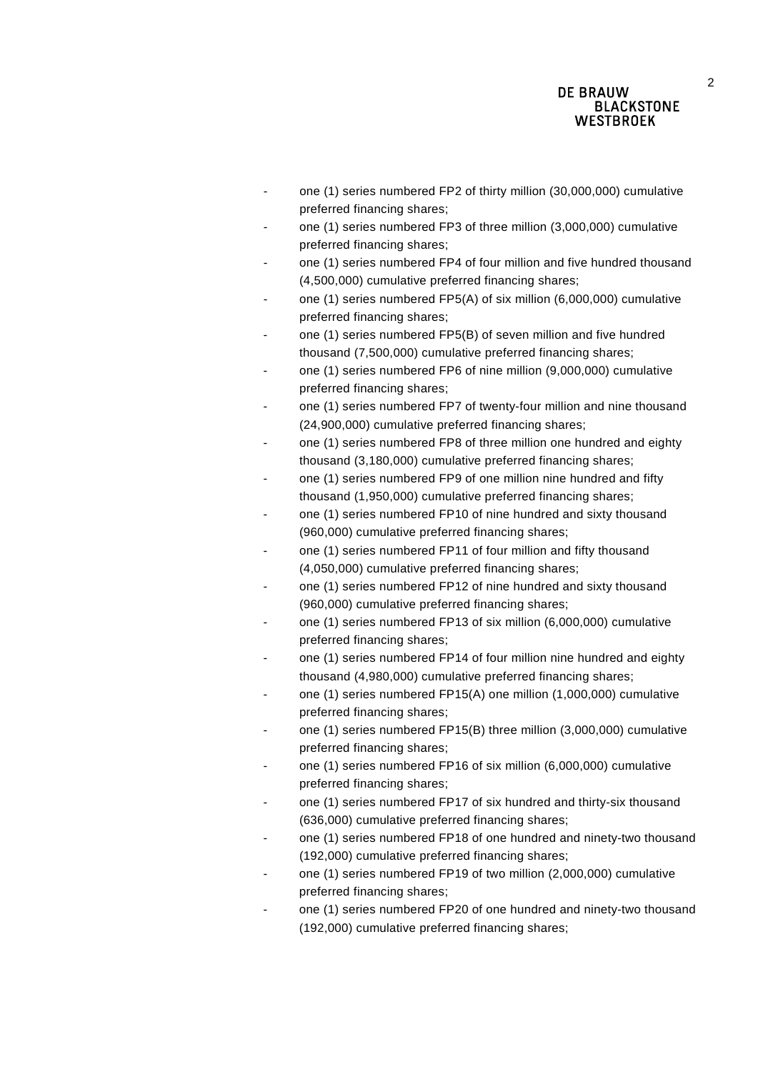- one (1) series numbered FP2 of thirty million (30,000,000) cumulative preferred financing shares;
- one (1) series numbered FP3 of three million (3,000,000) cumulative preferred financing shares;
- one (1) series numbered FP4 of four million and five hundred thousand (4,500,000) cumulative preferred financing shares;
- one (1) series numbered FP5(A) of six million (6,000,000) cumulative preferred financing shares;
- one (1) series numbered FP5(B) of seven million and five hundred thousand (7,500,000) cumulative preferred financing shares;
- one (1) series numbered FP6 of nine million (9,000,000) cumulative preferred financing shares;
- one (1) series numbered FP7 of twenty-four million and nine thousand (24,900,000) cumulative preferred financing shares;
- one (1) series numbered FP8 of three million one hundred and eighty thousand (3,180,000) cumulative preferred financing shares;
- one (1) series numbered FP9 of one million nine hundred and fifty thousand (1,950,000) cumulative preferred financing shares;
- one (1) series numbered FP10 of nine hundred and sixty thousand (960,000) cumulative preferred financing shares;
- one (1) series numbered FP11 of four million and fifty thousand (4,050,000) cumulative preferred financing shares;
- one (1) series numbered FP12 of nine hundred and sixty thousand (960,000) cumulative preferred financing shares;
- one (1) series numbered FP13 of six million (6,000,000) cumulative preferred financing shares;
- one (1) series numbered FP14 of four million nine hundred and eighty thousand (4,980,000) cumulative preferred financing shares;
- one (1) series numbered FP15(A) one million (1,000,000) cumulative preferred financing shares;
- one (1) series numbered FP15(B) three million (3,000,000) cumulative preferred financing shares;
- one (1) series numbered FP16 of six million (6,000,000) cumulative preferred financing shares;
- one (1) series numbered FP17 of six hundred and thirty-six thousand (636,000) cumulative preferred financing shares;
- one (1) series numbered FP18 of one hundred and ninety-two thousand (192,000) cumulative preferred financing shares;
- one (1) series numbered FP19 of two million (2,000,000) cumulative preferred financing shares;
- one (1) series numbered FP20 of one hundred and ninety-two thousand (192,000) cumulative preferred financing shares;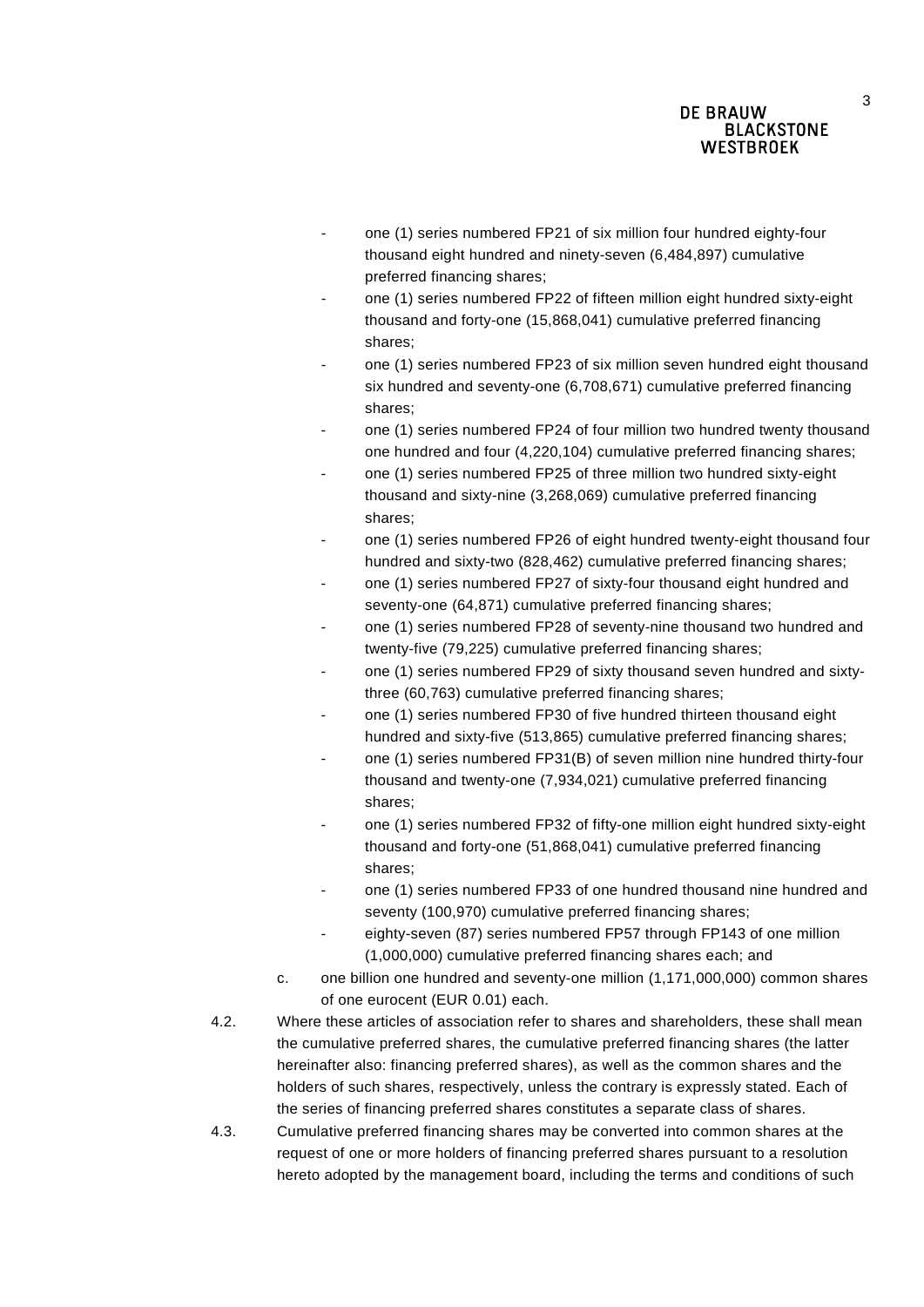- one (1) series numbered FP21 of six million four hundred eighty-four thousand eight hundred and ninety-seven (6,484,897) cumulative preferred financing shares;
- one (1) series numbered FP22 of fifteen million eight hundred sixty-eight thousand and forty-one (15,868,041) cumulative preferred financing shares;
- one (1) series numbered FP23 of six million seven hundred eight thousand six hundred and seventy-one (6,708,671) cumulative preferred financing shares;
- one (1) series numbered FP24 of four million two hundred twenty thousand one hundred and four (4,220,104) cumulative preferred financing shares;
- one (1) series numbered FP25 of three million two hundred sixty-eight thousand and sixty-nine (3,268,069) cumulative preferred financing shares;
- one (1) series numbered FP26 of eight hundred twenty-eight thousand four hundred and sixty-two (828,462) cumulative preferred financing shares;
- one (1) series numbered FP27 of sixty-four thousand eight hundred and seventy-one (64,871) cumulative preferred financing shares;
- one (1) series numbered FP28 of seventy-nine thousand two hundred and twenty-five (79,225) cumulative preferred financing shares;
- one (1) series numbered FP29 of sixty thousand seven hundred and sixty-three (60,763) cumulative preferred financing shares;
- one (1) series numbered FP30 of five hundred thirteen thousand eight hundred and sixty-five (513,865) cumulative preferred financing shares;
- one (1) series numbered FP31(B) of seven million nine hundred thirty-four thousand and twenty-one (7,934,021) cumulative preferred financing shares;
- one (1) series numbered FP32 of fifty-one million eight hundred sixty-eight thousand and forty-one (51,868,041) cumulative preferred financing shares;
- one (1) series numbered FP33 of one hundred thousand nine hundred and seventy (100,970) cumulative preferred financing shares;
- eighty-seven (87) series numbered FP57 through FP143 of one million (1,000,000) cumulative preferred financing shares each; and

c. one billion one hundred and seventy-one million (1,171,000,000) common shares of one eurocent (EUR 0.01) each.

4.2. Where these articles of association refer to shares and shareholders, these shall mean the cumulative preferred shares, the cumulative preferred financing shares (the latter hereinafter also: financing preferred shares), as well as the common shares and the holders of such shares, respectively, unless the contrary is expressly stated. Each of the series of financing preferred shares constitutes a separate class of shares.

4.3. Cumulative preferred financing shares may be converted into common shares at the request of one or more holders of financing preferred shares pursuant to a resolution hereto adopted by the management board, including the terms and conditions of such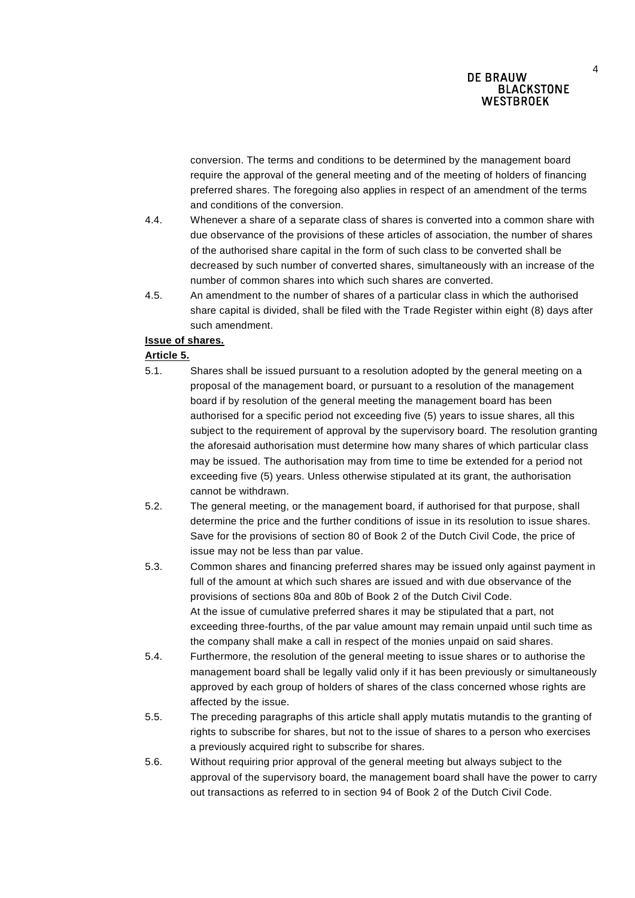conversion. The terms and conditions to be determined by the management board require the approval of the general meeting and of the meeting of holders of financing preferred shares. The foregoing also applies in respect of an amendment of the terms and conditions of the conversion.

4.4. Whenever a share of a separate class of shares is converted into a common share with due observance of the provisions of these articles of association, the number of shares of the authorised share capital in the form of such class to be converted shall be decreased by such number of converted shares, simultaneously with an increase of the number of common shares into which such shares are converted.

4.5. An amendment to the number of shares of a particular class in which the authorised share capital is divided, shall be filed with the Trade Register within eight (8) days after such amendment.

**Issue of shares.**

**Article 5.**

5.1. Shares shall be issued pursuant to a resolution adopted by the general meeting on a proposal of the management board, or pursuant to a resolution of the management board if by resolution of the general meeting the management board has been authorised for a specific period not exceeding five (5) years to issue shares, all this subject to the requirement of approval by the supervisory board. The resolution granting the aforesaid authorisation must determine how many shares of which particular class may be issued. The authorisation may from time to time be extended for a period not exceeding five (5) years. Unless otherwise stipulated at its grant, the authorisation cannot be withdrawn.

5.2. The general meeting, or the management board, if authorised for that purpose, shall determine the price and the further conditions of issue in its resolution to issue shares. Save for the provisions of section 80 of Book 2 of the Dutch Civil Code, the price of issue may not be less than par value.

5.3. Common shares and financing preferred shares may be issued only against payment in full of the amount at which such shares are issued and with due observance of the provisions of sections 80a and 80b of Book 2 of the Dutch Civil Code.
At the issue of cumulative preferred shares it may be stipulated that a part, not exceeding three-fourths, of the par value amount may remain unpaid until such time as the company shall make a call in respect of the monies unpaid on said shares.

5.4. Furthermore, the resolution of the general meeting to issue shares or to authorise the management board shall be legally valid only if it has been previously or simultaneously approved by each group of holders of shares of the class concerned whose rights are affected by the issue.

5.5. The preceding paragraphs of this article shall apply mutatis mutandis to the granting of rights to subscribe for shares, but not to the issue of shares to a person who exercises a previously acquired right to subscribe for shares.

5.6. Without requiring prior approval of the general meeting but always subject to the approval of the supervisory board, the management board shall have the power to carry out transactions as referred to in section 94 of Book 2 of the Dutch Civil Code.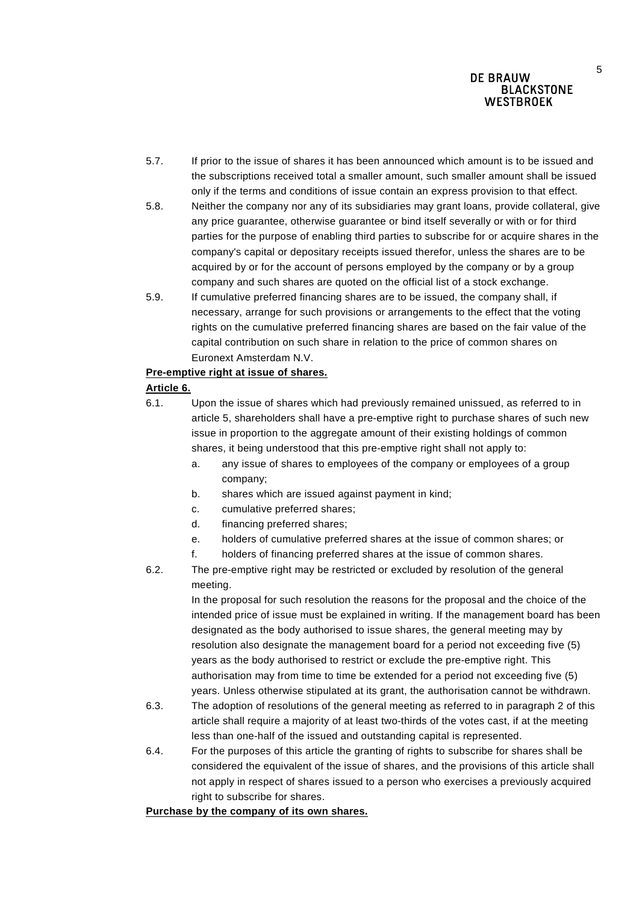5.7. If prior to the issue of shares it has been announced which amount is to be issued and the subscriptions received total a smaller amount, such smaller amount shall be issued only if the terms and conditions of issue contain an express provision to that effect.

5.8. Neither the company nor any of its subsidiaries may grant loans, provide collateral, give any price guarantee, otherwise guarantee or bind itself severally or with or for third parties for the purpose of enabling third parties to subscribe for or acquire shares in the company's capital or depositary receipts issued therefor, unless the shares are to be acquired by or for the account of persons employed by the company or by a group company and such shares are quoted on the official list of a stock exchange.

5.9. If cumulative preferred financing shares are to be issued, the company shall, if necessary, arrange for such provisions or arrangements to the effect that the voting rights on the cumulative preferred financing shares are based on the fair value of the capital contribution on such share in relation to the price of common shares on Euronext Amsterdam N.V.

**Pre-emptive right at issue of shares.**

**Article 6.**

6.1. Upon the issue of shares which had previously remained unissued, as referred to in article 5, shareholders shall have a pre-emptive right to purchase shares of such new issue in proportion to the aggregate amount of their existing holdings of common shares, it being understood that this pre-emptive right shall not apply to:

a. any issue of shares to employees of the company or employees of a group company;

b. shares which are issued against payment in kind;

c. cumulative preferred shares;

d. financing preferred shares;

e. holders of cumulative preferred shares at the issue of common shares; or

f. holders of financing preferred shares at the issue of common shares.

6.2. The pre-emptive right may be restricted or excluded by resolution of the general meeting.

In the proposal for such resolution the reasons for the proposal and the choice of the intended price of issue must be explained in writing. If the management board has been designated as the body authorised to issue shares, the general meeting may by resolution also designate the management board for a period not exceeding five (5) years as the body authorised to restrict or exclude the pre-emptive right. This authorisation may from time to time be extended for a period not exceeding five (5) years. Unless otherwise stipulated at its grant, the authorisation cannot be withdrawn.

6.3. The adoption of resolutions of the general meeting as referred to in paragraph 2 of this article shall require a majority of at least two-thirds of the votes cast, if at the meeting less than one-half of the issued and outstanding capital is represented.

6.4. For the purposes of this article the granting of rights to subscribe for shares shall be considered the equivalent of the issue of shares, and the provisions of this article shall not apply in respect of shares issued to a person who exercises a previously acquired right to subscribe for shares.

**Purchase by the company of its own shares.**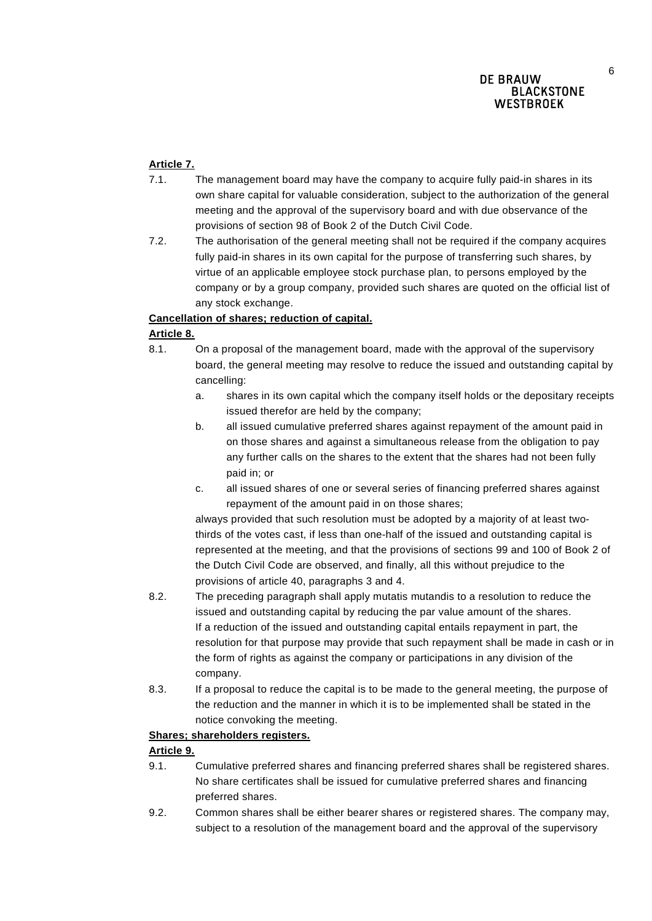**Article 7.**

7.1. The management board may have the company to acquire fully paid-in shares in its own share capital for valuable consideration, subject to the authorization of the general meeting and the approval of the supervisory board and with due observance of the provisions of section 98 of Book 2 of the Dutch Civil Code.

7.2. The authorisation of the general meeting shall not be required if the company acquires fully paid-in shares in its own capital for the purpose of transferring such shares, by virtue of an applicable employee stock purchase plan, to persons employed by the company or by a group company, provided such shares are quoted on the official list of any stock exchange.

**Cancellation of shares; reduction of capital.**

**Article 8.**

8.1. On a proposal of the management board, made with the approval of the supervisory board, the general meeting may resolve to reduce the issued and outstanding capital by cancelling:

a. shares in its own capital which the company itself holds or the depositary receipts issued therefor are held by the company;

b. all issued cumulative preferred shares against repayment of the amount paid in on those shares and against a simultaneous release from the obligation to pay any further calls on the shares to the extent that the shares had not been fully paid in; or

c. all issued shares of one or several series of financing preferred shares against repayment of the amount paid in on those shares;

always provided that such resolution must be adopted by a majority of at least two-thirds of the votes cast, if less than one-half of the issued and outstanding capital is represented at the meeting, and that the provisions of sections 99 and 100 of Book 2 of the Dutch Civil Code are observed, and finally, all this without prejudice to the provisions of article 40, paragraphs 3 and 4.

8.2. The preceding paragraph shall apply mutatis mutandis to a resolution to reduce the issued and outstanding capital by reducing the par value amount of the shares. If a reduction of the issued and outstanding capital entails repayment in part, the resolution for that purpose may provide that such repayment shall be made in cash or in the form of rights as against the company or participations in any division of the company.

8.3. If a proposal to reduce the capital is to be made to the general meeting, the purpose of the reduction and the manner in which it is to be implemented shall be stated in the notice convoking the meeting.

**Shares; shareholders registers.**

**Article 9.**

9.1. Cumulative preferred shares and financing preferred shares shall be registered shares. No share certificates shall be issued for cumulative preferred shares and financing preferred shares.

9.2. Common shares shall be either bearer shares or registered shares. The company may, subject to a resolution of the management board and the approval of the supervisory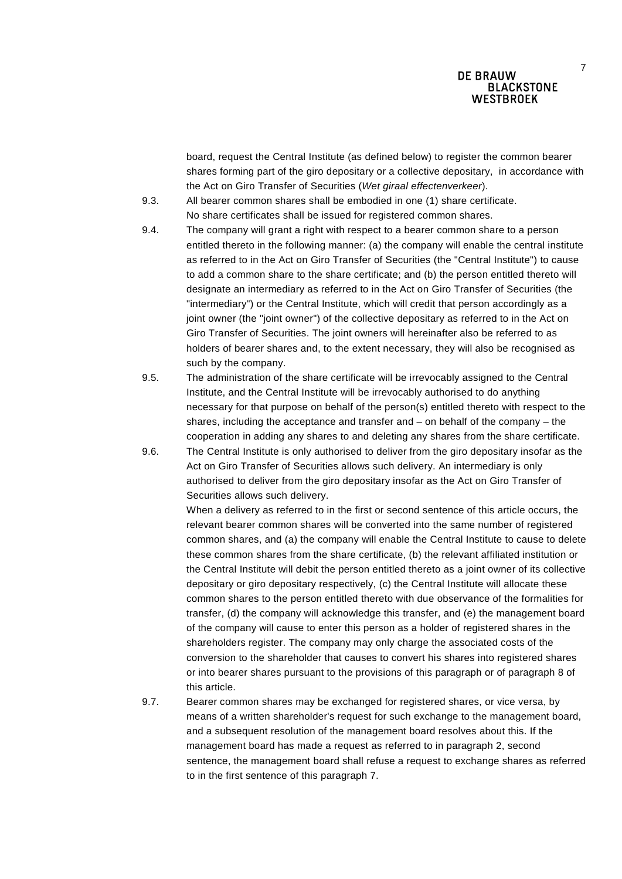board, request the Central Institute (as defined below) to register the common bearer shares forming part of the giro depositary or a collective depositary, in accordance with the Act on Giro Transfer of Securities (*Wet giraal effectenverkeer*).

9.3. All bearer common shares shall be embodied in one (1) share certificate. No share certificates shall be issued for registered common shares.

9.4. The company will grant a right with respect to a bearer common share to a person entitled thereto in the following manner: (a) the company will enable the central institute as referred to in the Act on Giro Transfer of Securities (the "Central Institute") to cause to add a common share to the share certificate; and (b) the person entitled thereto will designate an intermediary as referred to in the Act on Giro Transfer of Securities (the "intermediary") or the Central Institute, which will credit that person accordingly as a joint owner (the "joint owner") of the collective depositary as referred to in the Act on Giro Transfer of Securities. The joint owners will hereinafter also be referred to as holders of bearer shares and, to the extent necessary, they will also be recognised as such by the company.

9.5. The administration of the share certificate will be irrevocably assigned to the Central Institute, and the Central Institute will be irrevocably authorised to do anything necessary for that purpose on behalf of the person(s) entitled thereto with respect to the shares, including the acceptance and transfer and – on behalf of the company – the cooperation in adding any shares to and deleting any shares from the share certificate.

9.6. The Central Institute is only authorised to deliver from the giro depositary insofar as the Act on Giro Transfer of Securities allows such delivery. An intermediary is only authorised to deliver from the giro depositary insofar as the Act on Giro Transfer of Securities allows such delivery.
When a delivery as referred to in the first or second sentence of this article occurs, the relevant bearer common shares will be converted into the same number of registered common shares, and (a) the company will enable the Central Institute to cause to delete these common shares from the share certificate, (b) the relevant affiliated institution or the Central Institute will debit the person entitled thereto as a joint owner of its collective depositary or giro depositary respectively, (c) the Central Institute will allocate these common shares to the person entitled thereto with due observance of the formalities for transfer, (d) the company will acknowledge this transfer, and (e) the management board of the company will cause to enter this person as a holder of registered shares in the shareholders register. The company may only charge the associated costs of the conversion to the shareholder that causes to convert his shares into registered shares or into bearer shares pursuant to the provisions of this paragraph or of paragraph 8 of this article.

9.7. Bearer common shares may be exchanged for registered shares, or vice versa, by means of a written shareholder's request for such exchange to the management board, and a subsequent resolution of the management board resolves about this. If the management board has made a request as referred to in paragraph 2, second sentence, the management board shall refuse a request to exchange shares as referred to in the first sentence of this paragraph 7.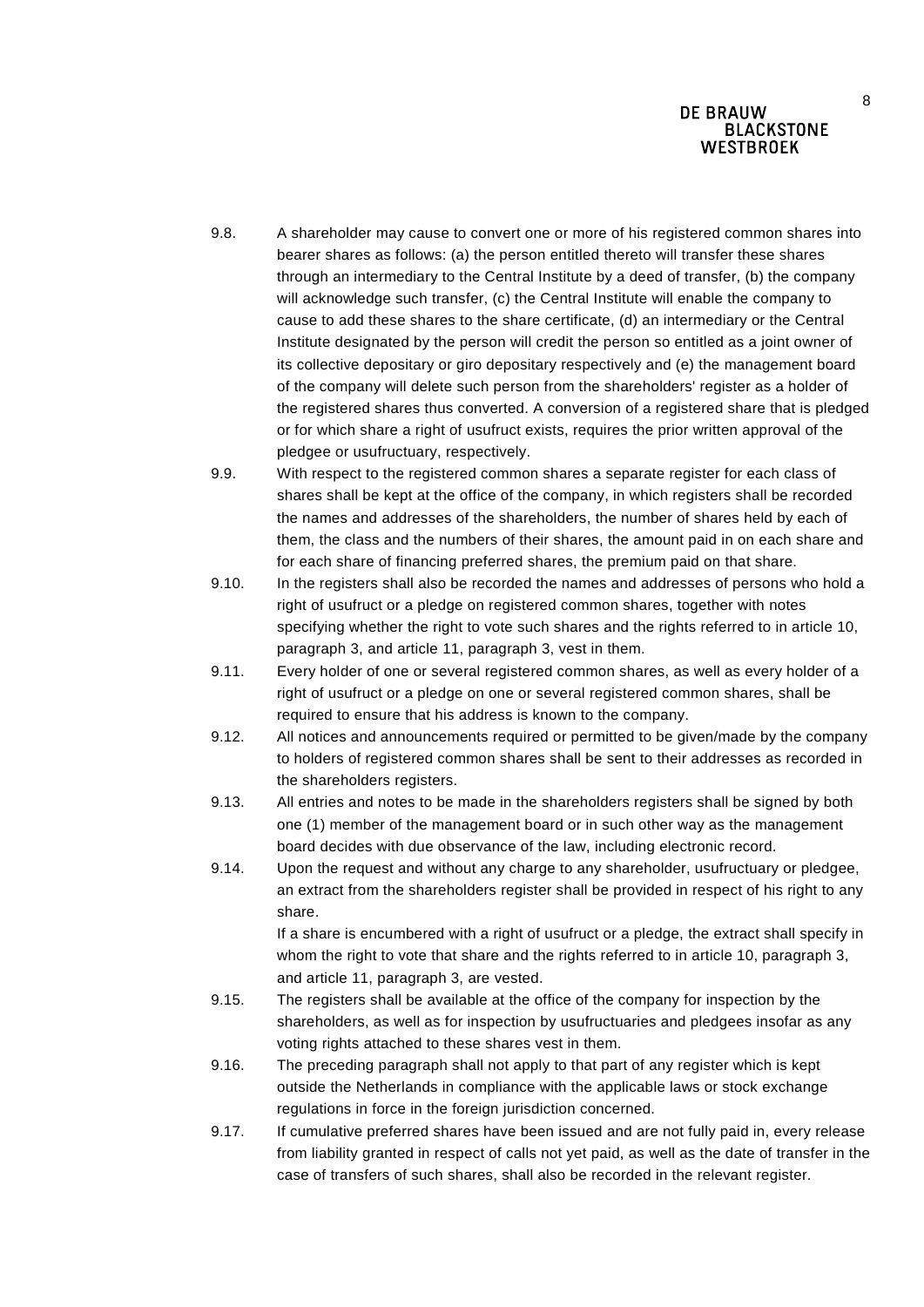9.8. A shareholder may cause to convert one or more of his registered common shares into bearer shares as follows: (a) the person entitled thereto will transfer these shares through an intermediary to the Central Institute by a deed of transfer, (b) the company will acknowledge such transfer, (c) the Central Institute will enable the company to cause to add these shares to the share certificate, (d) an intermediary or the Central Institute designated by the person will credit the person so entitled as a joint owner of its collective depositary or giro depositary respectively and (e) the management board of the company will delete such person from the shareholders' register as a holder of the registered shares thus converted. A conversion of a registered share that is pledged or for which share a right of usufruct exists, requires the prior written approval of the pledgee or usufructuary, respectively.

9.9. With respect to the registered common shares a separate register for each class of shares shall be kept at the office of the company, in which registers shall be recorded the names and addresses of the shareholders, the number of shares held by each of them, the class and the numbers of their shares, the amount paid in on each share and for each share of financing preferred shares, the premium paid on that share.

9.10. In the registers shall also be recorded the names and addresses of persons who hold a right of usufruct or a pledge on registered common shares, together with notes specifying whether the right to vote such shares and the rights referred to in article 10, paragraph 3, and article 11, paragraph 3, vest in them.

9.11. Every holder of one or several registered common shares, as well as every holder of a right of usufruct or a pledge on one or several registered common shares, shall be required to ensure that his address is known to the company.

9.12. All notices and announcements required or permitted to be given/made by the company to holders of registered common shares shall be sent to their addresses as recorded in the shareholders registers.

9.13. All entries and notes to be made in the shareholders registers shall be signed by both one (1) member of the management board or in such other way as the management board decides with due observance of the law, including electronic record.

9.14. Upon the request and without any charge to any shareholder, usufructuary or pledgee, an extract from the shareholders register shall be provided in respect of his right to any share.

If a share is encumbered with a right of usufruct or a pledge, the extract shall specify in whom the right to vote that share and the rights referred to in article 10, paragraph 3, and article 11, paragraph 3, are vested.

9.15. The registers shall be available at the office of the company for inspection by the shareholders, as well as for inspection by usufructuaries and pledgees insofar as any voting rights attached to these shares vest in them.

9.16. The preceding paragraph shall not apply to that part of any register which is kept outside the Netherlands in compliance with the applicable laws or stock exchange regulations in force in the foreign jurisdiction concerned.

9.17. If cumulative preferred shares have been issued and are not fully paid in, every release from liability granted in respect of calls not yet paid, as well as the date of transfer in the case of transfers of such shares, shall also be recorded in the relevant register.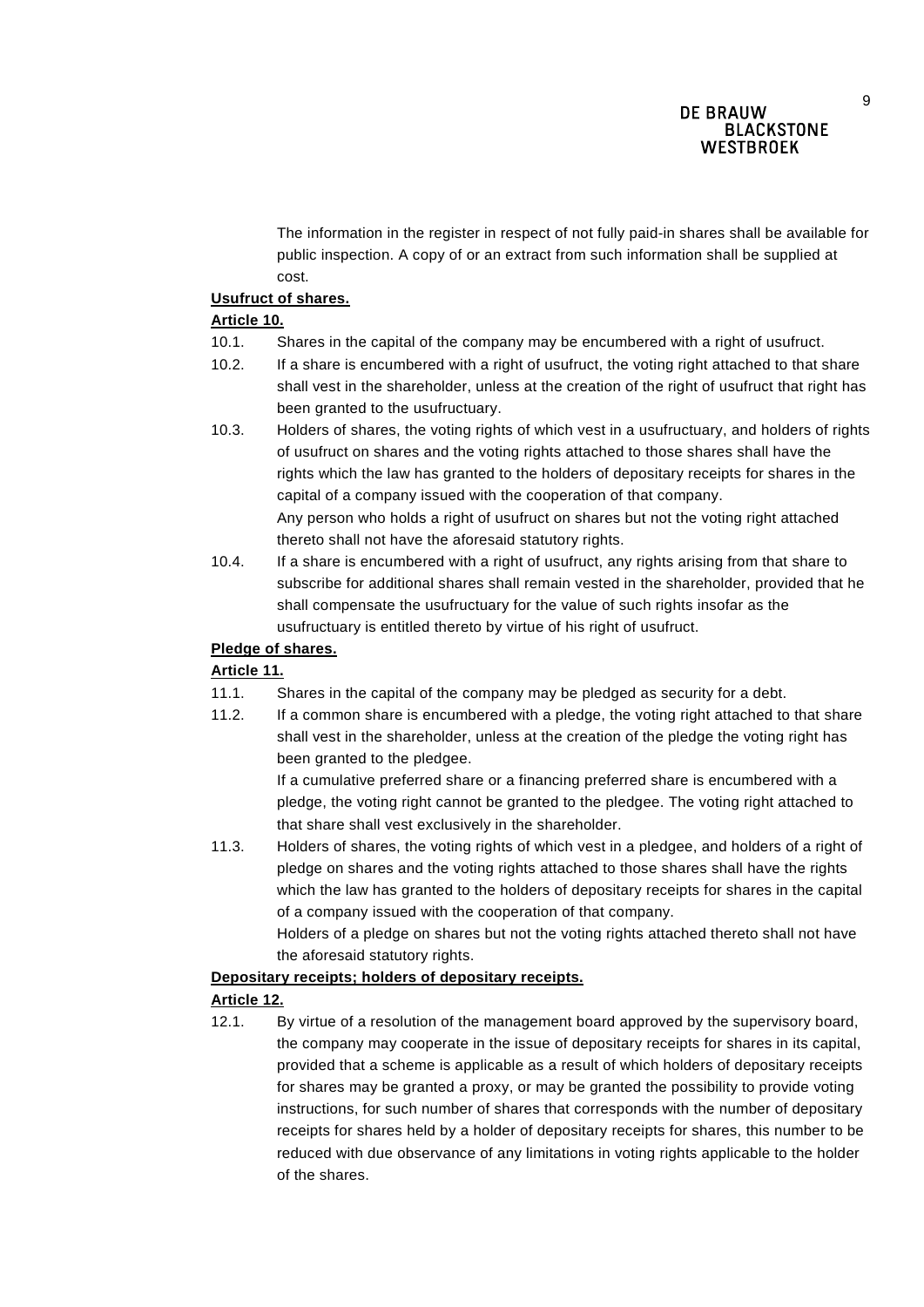The information in the register in respect of not fully paid-in shares shall be available for public inspection. A copy of or an extract from such information shall be supplied at cost.

**Usufruct of shares.**

**Article 10.**

10.1. Shares in the capital of the company may be encumbered with a right of usufruct.

10.2. If a share is encumbered with a right of usufruct, the voting right attached to that share shall vest in the shareholder, unless at the creation of the right of usufruct that right has been granted to the usufructuary.

10.3. Holders of shares, the voting rights of which vest in a usufructuary, and holders of rights of usufruct on shares and the voting rights attached to those shares shall have the rights which the law has granted to the holders of depositary receipts for shares in the capital of a company issued with the cooperation of that company.
Any person who holds a right of usufruct on shares but not the voting right attached thereto shall not have the aforesaid statutory rights.

10.4. If a share is encumbered with a right of usufruct, any rights arising from that share to subscribe for additional shares shall remain vested in the shareholder, provided that he shall compensate the usufructuary for the value of such rights insofar as the usufructuary is entitled thereto by virtue of his right of usufruct.

**Pledge of shares.**

**Article 11.**

11.1. Shares in the capital of the company may be pledged as security for a debt.

11.2. If a common share is encumbered with a pledge, the voting right attached to that share shall vest in the shareholder, unless at the creation of the pledge the voting right has been granted to the pledgee.
If a cumulative preferred share or a financing preferred share is encumbered with a pledge, the voting right cannot be granted to the pledgee. The voting right attached to that share shall vest exclusively in the shareholder.

11.3. Holders of shares, the voting rights of which vest in a pledgee, and holders of a right of pledge on shares and the voting rights attached to those shares shall have the rights which the law has granted to the holders of depositary receipts for shares in the capital of a company issued with the cooperation of that company.
Holders of a pledge on shares but not the voting rights attached thereto shall not have the aforesaid statutory rights.

**Depositary receipts; holders of depositary receipts.**

**Article 12.**

12.1. By virtue of a resolution of the management board approved by the supervisory board, the company may cooperate in the issue of depositary receipts for shares in its capital, provided that a scheme is applicable as a result of which holders of depositary receipts for shares may be granted a proxy, or may be granted the possibility to provide voting instructions, for such number of shares that corresponds with the number of depositary receipts for shares held by a holder of depositary receipts for shares, this number to be reduced with due observance of any limitations in voting rights applicable to the holder of the shares.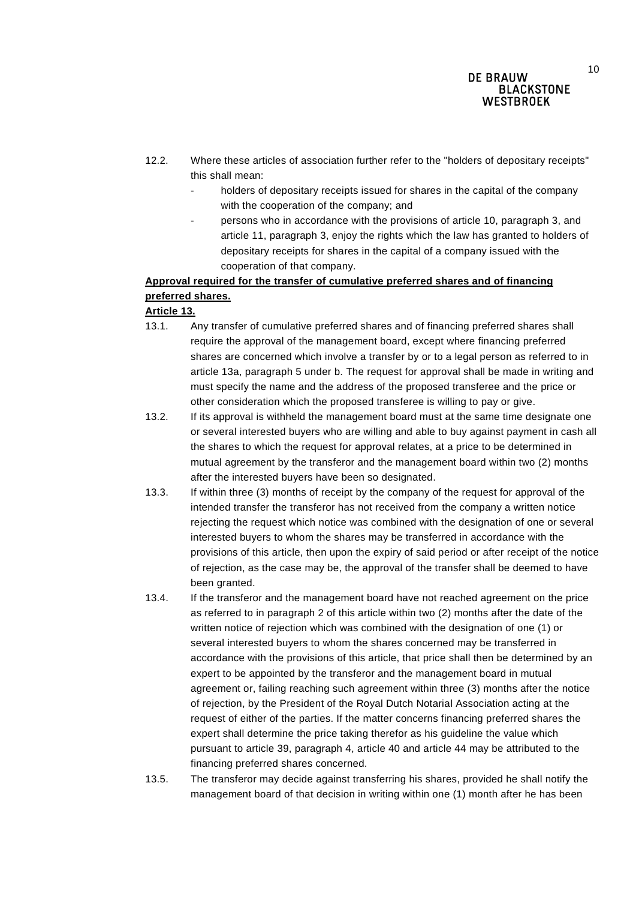12.2. Where these articles of association further refer to the "holders of depositary receipts" this shall mean:

- holders of depositary receipts issued for shares in the capital of the company with the cooperation of the company; and
- persons who in accordance with the provisions of article 10, paragraph 3, and article 11, paragraph 3, enjoy the rights which the law has granted to holders of depositary receipts for shares in the capital of a company issued with the cooperation of that company.

**Approval required for the transfer of cumulative preferred shares and of financing preferred shares.**

**Article 13.**

13.1. Any transfer of cumulative preferred shares and of financing preferred shares shall require the approval of the management board, except where financing preferred shares are concerned which involve a transfer by or to a legal person as referred to in article 13a, paragraph 5 under b. The request for approval shall be made in writing and must specify the name and the address of the proposed transferee and the price or other consideration which the proposed transferee is willing to pay or give.

13.2. If its approval is withheld the management board must at the same time designate one or several interested buyers who are willing and able to buy against payment in cash all the shares to which the request for approval relates, at a price to be determined in mutual agreement by the transferor and the management board within two (2) months after the interested buyers have been so designated.

13.3. If within three (3) months of receipt by the company of the request for approval of the intended transfer the transferor has not received from the company a written notice rejecting the request which notice was combined with the designation of one or several interested buyers to whom the shares may be transferred in accordance with the provisions of this article, then upon the expiry of said period or after receipt of the notice of rejection, as the case may be, the approval of the transfer shall be deemed to have been granted.

13.4. If the transferor and the management board have not reached agreement on the price as referred to in paragraph 2 of this article within two (2) months after the date of the written notice of rejection which was combined with the designation of one (1) or several interested buyers to whom the shares concerned may be transferred in accordance with the provisions of this article, that price shall then be determined by an expert to be appointed by the transferor and the management board in mutual agreement or, failing reaching such agreement within three (3) months after the notice of rejection, by the President of the Royal Dutch Notarial Association acting at the request of either of the parties. If the matter concerns financing preferred shares the expert shall determine the price taking therefor as his guideline the value which pursuant to article 39, paragraph 4, article 40 and article 44 may be attributed to the financing preferred shares concerned.

13.5. The transferor may decide against transferring his shares, provided he shall notify the management board of that decision in writing within one (1) month after he has been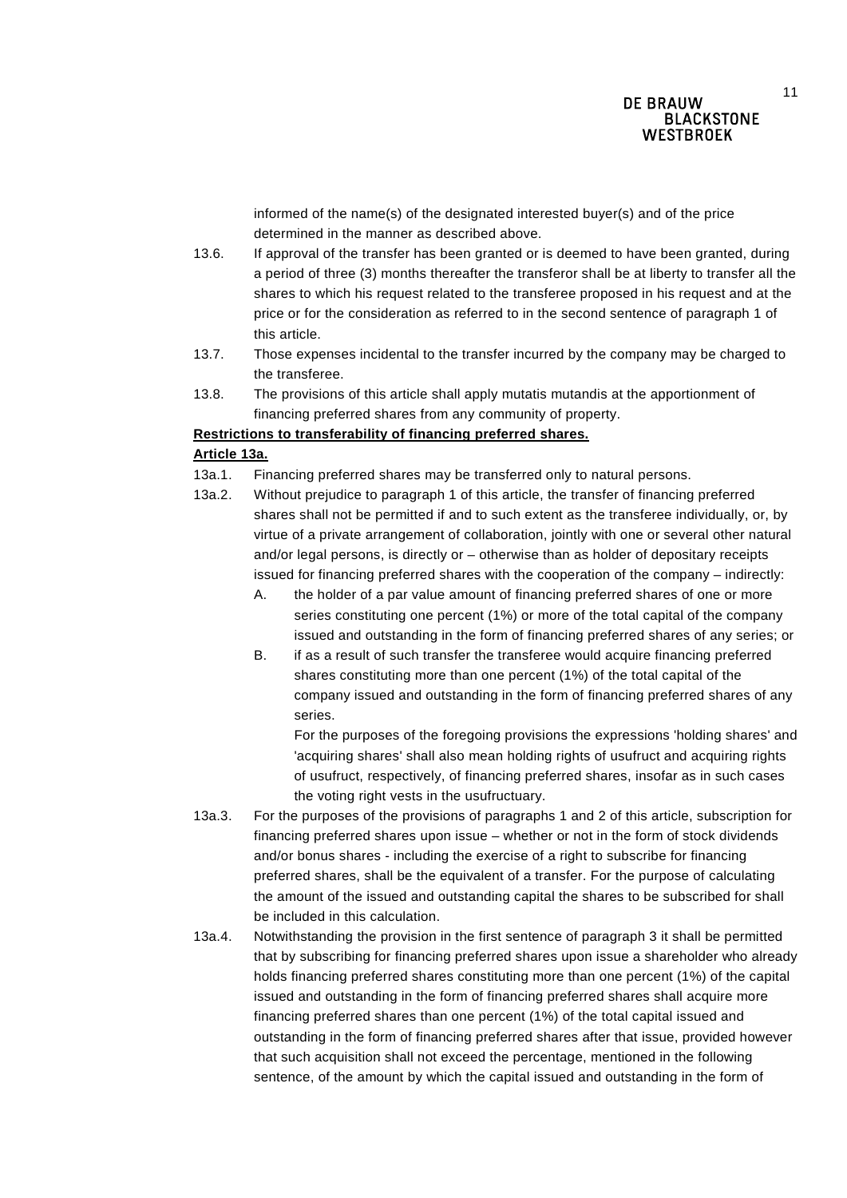informed of the name(s) of the designated interested buyer(s) and of the price determined in the manner as described above.

13.6. If approval of the transfer has been granted or is deemed to have been granted, during a period of three (3) months thereafter the transferor shall be at liberty to transfer all the shares to which his request related to the transferee proposed in his request and at the price or for the consideration as referred to in the second sentence of paragraph 1 of this article.

13.7. Those expenses incidental to the transfer incurred by the company may be charged to the transferee.

13.8. The provisions of this article shall apply mutatis mutandis at the apportionment of financing preferred shares from any community of property.

**Restrictions to transferability of financing preferred shares.**

**Article 13a.**

13a.1. Financing preferred shares may be transferred only to natural persons.

13a.2. Without prejudice to paragraph 1 of this article, the transfer of financing preferred shares shall not be permitted if and to such extent as the transferee individually, or, by virtue of a private arrangement of collaboration, jointly with one or several other natural and/or legal persons, is directly or – otherwise than as holder of depositary receipts issued for financing preferred shares with the cooperation of the company – indirectly:

A. the holder of a par value amount of financing preferred shares of one or more series constituting one percent (1%) or more of the total capital of the company issued and outstanding in the form of financing preferred shares of any series; or

B. if as a result of such transfer the transferee would acquire financing preferred shares constituting more than one percent (1%) of the total capital of the company issued and outstanding in the form of financing preferred shares of any series.

For the purposes of the foregoing provisions the expressions 'holding shares' and 'acquiring shares' shall also mean holding rights of usufruct and acquiring rights of usufruct, respectively, of financing preferred shares, insofar as in such cases the voting right vests in the usufructuary.

13a.3. For the purposes of the provisions of paragraphs 1 and 2 of this article, subscription for financing preferred shares upon issue – whether or not in the form of stock dividends and/or bonus shares - including the exercise of a right to subscribe for financing preferred shares, shall be the equivalent of a transfer. For the purpose of calculating the amount of the issued and outstanding capital the shares to be subscribed for shall be included in this calculation.

13a.4. Notwithstanding the provision in the first sentence of paragraph 3 it shall be permitted that by subscribing for financing preferred shares upon issue a shareholder who already holds financing preferred shares constituting more than one percent (1%) of the capital issued and outstanding in the form of financing preferred shares shall acquire more financing preferred shares than one percent (1%) of the total capital issued and outstanding in the form of financing preferred shares after that issue, provided however that such acquisition shall not exceed the percentage, mentioned in the following sentence, of the amount by which the capital issued and outstanding in the form of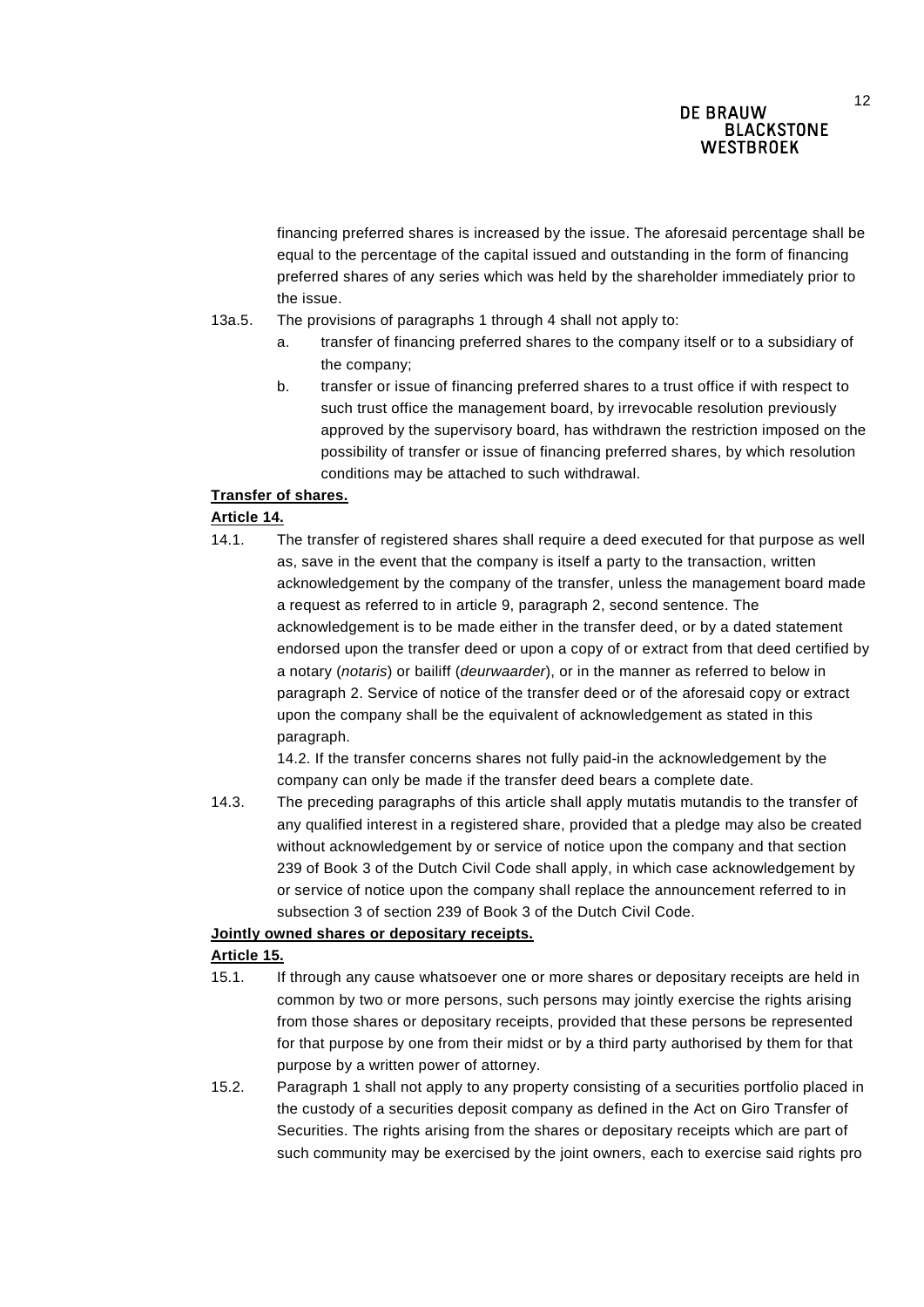financing preferred shares is increased by the issue. The aforesaid percentage shall be equal to the percentage of the capital issued and outstanding in the form of financing preferred shares of any series which was held by the shareholder immediately prior to the issue.

13a.5. The provisions of paragraphs 1 through 4 shall not apply to:

a. transfer of financing preferred shares to the company itself or to a subsidiary of the company;

b. transfer or issue of financing preferred shares to a trust office if with respect to such trust office the management board, by irrevocable resolution previously approved by the supervisory board, has withdrawn the restriction imposed on the possibility of transfer or issue of financing preferred shares, by which resolution conditions may be attached to such withdrawal.

**Transfer of shares.**

**Article 14.**

14.1. The transfer of registered shares shall require a deed executed for that purpose as well as, save in the event that the company is itself a party to the transaction, written acknowledgement by the company of the transfer, unless the management board made a request as referred to in article 9, paragraph 2, second sentence. The acknowledgement is to be made either in the transfer deed, or by a dated statement endorsed upon the transfer deed or upon a copy of or extract from that deed certified by a notary (*notaris*) or bailiff (*deurwaarder*), or in the manner as referred to below in paragraph 2. Service of notice of the transfer deed or of the aforesaid copy or extract upon the company shall be the equivalent of acknowledgement as stated in this paragraph.

14.2. If the transfer concerns shares not fully paid-in the acknowledgement by the company can only be made if the transfer deed bears a complete date.

14.3. The preceding paragraphs of this article shall apply mutatis mutandis to the transfer of any qualified interest in a registered share, provided that a pledge may also be created without acknowledgement by or service of notice upon the company and that section 239 of Book 3 of the Dutch Civil Code shall apply, in which case acknowledgement by or service of notice upon the company shall replace the announcement referred to in subsection 3 of section 239 of Book 3 of the Dutch Civil Code.

**Jointly owned shares or depositary receipts.**

**Article 15.**

15.1. If through any cause whatsoever one or more shares or depositary receipts are held in common by two or more persons, such persons may jointly exercise the rights arising from those shares or depositary receipts, provided that these persons be represented for that purpose by one from their midst or by a third party authorised by them for that purpose by a written power of attorney.

15.2. Paragraph 1 shall not apply to any property consisting of a securities portfolio placed in the custody of a securities deposit company as defined in the Act on Giro Transfer of Securities. The rights arising from the shares or depositary receipts which are part of such community may be exercised by the joint owners, each to exercise said rights pro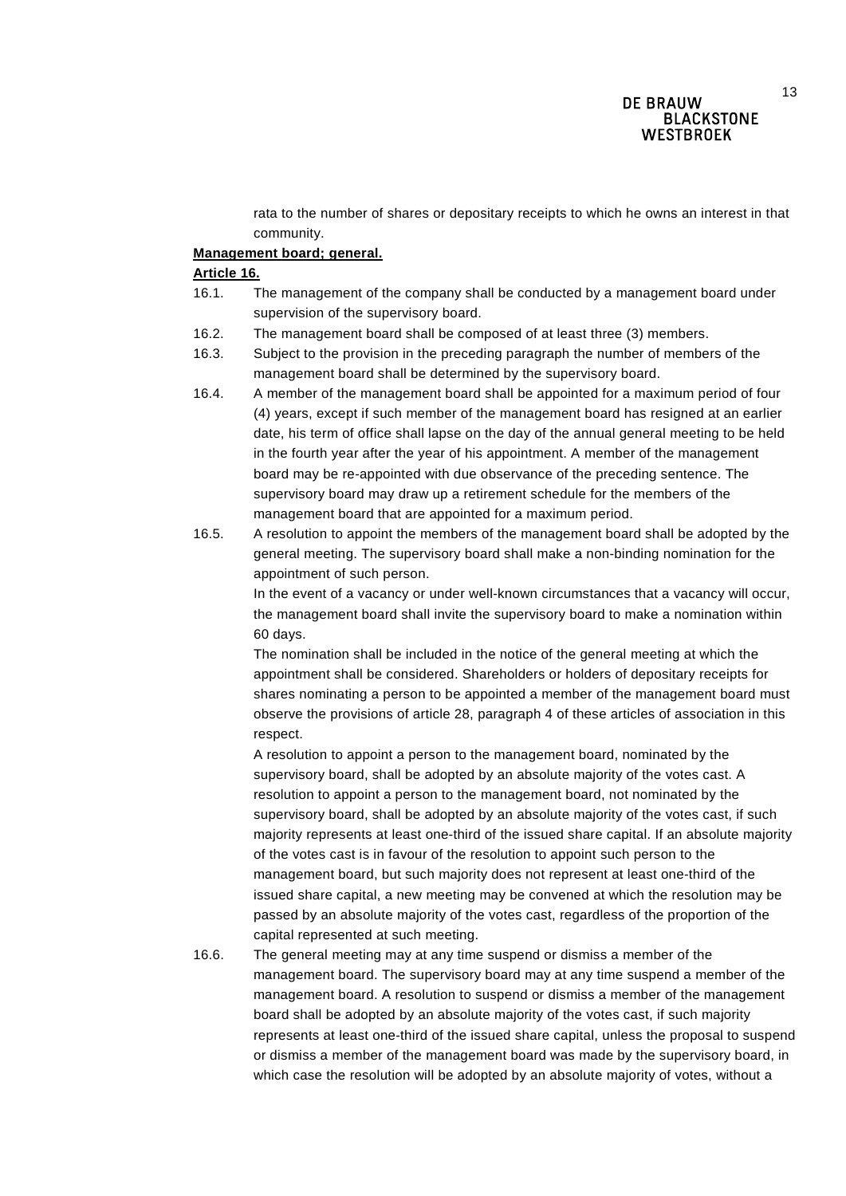rata to the number of shares or depositary receipts to which he owns an interest in that community.

**Management board; general.**

**Article 16.**

16.1. The management of the company shall be conducted by a management board under supervision of the supervisory board.

16.2. The management board shall be composed of at least three (3) members.

16.3. Subject to the provision in the preceding paragraph the number of members of the management board shall be determined by the supervisory board.

16.4. A member of the management board shall be appointed for a maximum period of four (4) years, except if such member of the management board has resigned at an earlier date, his term of office shall lapse on the day of the annual general meeting to be held in the fourth year after the year of his appointment. A member of the management board may be re-appointed with due observance of the preceding sentence. The supervisory board may draw up a retirement schedule for the members of the management board that are appointed for a maximum period.

16.5. A resolution to appoint the members of the management board shall be adopted by the general meeting. The supervisory board shall make a non-binding nomination for the appointment of such person.

In the event of a vacancy or under well-known circumstances that a vacancy will occur, the management board shall invite the supervisory board to make a nomination within 60 days.

The nomination shall be included in the notice of the general meeting at which the appointment shall be considered. Shareholders or holders of depositary receipts for shares nominating a person to be appointed a member of the management board must observe the provisions of article 28, paragraph 4 of these articles of association in this respect.

A resolution to appoint a person to the management board, nominated by the supervisory board, shall be adopted by an absolute majority of the votes cast. A resolution to appoint a person to the management board, not nominated by the supervisory board, shall be adopted by an absolute majority of the votes cast, if such majority represents at least one-third of the issued share capital. If an absolute majority of the votes cast is in favour of the resolution to appoint such person to the management board, but such majority does not represent at least one-third of the issued share capital, a new meeting may be convened at which the resolution may be passed by an absolute majority of the votes cast, regardless of the proportion of the capital represented at such meeting.

16.6. The general meeting may at any time suspend or dismiss a member of the management board. The supervisory board may at any time suspend a member of the management board. A resolution to suspend or dismiss a member of the management board shall be adopted by an absolute majority of the votes cast, if such majority represents at least one-third of the issued share capital, unless the proposal to suspend or dismiss a member of the management board was made by the supervisory board, in which case the resolution will be adopted by an absolute majority of votes, without a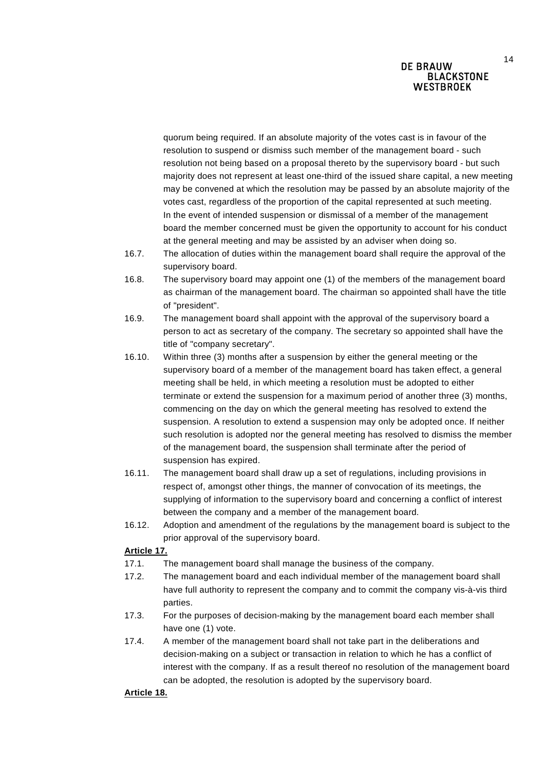quorum being required. If an absolute majority of the votes cast is in favour of the resolution to suspend or dismiss such member of the management board - such resolution not being based on a proposal thereto by the supervisory board - but such majority does not represent at least one-third of the issued share capital, a new meeting may be convened at which the resolution may be passed by an absolute majority of the votes cast, regardless of the proportion of the capital represented at such meeting. In the event of intended suspension or dismissal of a member of the management board the member concerned must be given the opportunity to account for his conduct at the general meeting and may be assisted by an adviser when doing so.

16.7. The allocation of duties within the management board shall require the approval of the supervisory board.

16.8. The supervisory board may appoint one (1) of the members of the management board as chairman of the management board. The chairman so appointed shall have the title of "president".

16.9. The management board shall appoint with the approval of the supervisory board a person to act as secretary of the company. The secretary so appointed shall have the title of "company secretary".

16.10. Within three (3) months after a suspension by either the general meeting or the supervisory board of a member of the management board has taken effect, a general meeting shall be held, in which meeting a resolution must be adopted to either terminate or extend the suspension for a maximum period of another three (3) months, commencing on the day on which the general meeting has resolved to extend the suspension. A resolution to extend a suspension may only be adopted once. If neither such resolution is adopted nor the general meeting has resolved to dismiss the member of the management board, the suspension shall terminate after the period of suspension has expired.

16.11. The management board shall draw up a set of regulations, including provisions in respect of, amongst other things, the manner of convocation of its meetings, the supplying of information to the supervisory board and concerning a conflict of interest between the company and a member of the management board.

16.12. Adoption and amendment of the regulations by the management board is subject to the prior approval of the supervisory board.

**Article 17.**

17.1. The management board shall manage the business of the company.

17.2. The management board and each individual member of the management board shall have full authority to represent the company and to commit the company vis-à-vis third parties.

17.3. For the purposes of decision-making by the management board each member shall have one (1) vote.

17.4. A member of the management board shall not take part in the deliberations and decision-making on a subject or transaction in relation to which he has a conflict of interest with the company. If as a result thereof no resolution of the management board can be adopted, the resolution is adopted by the supervisory board.

**Article 18.**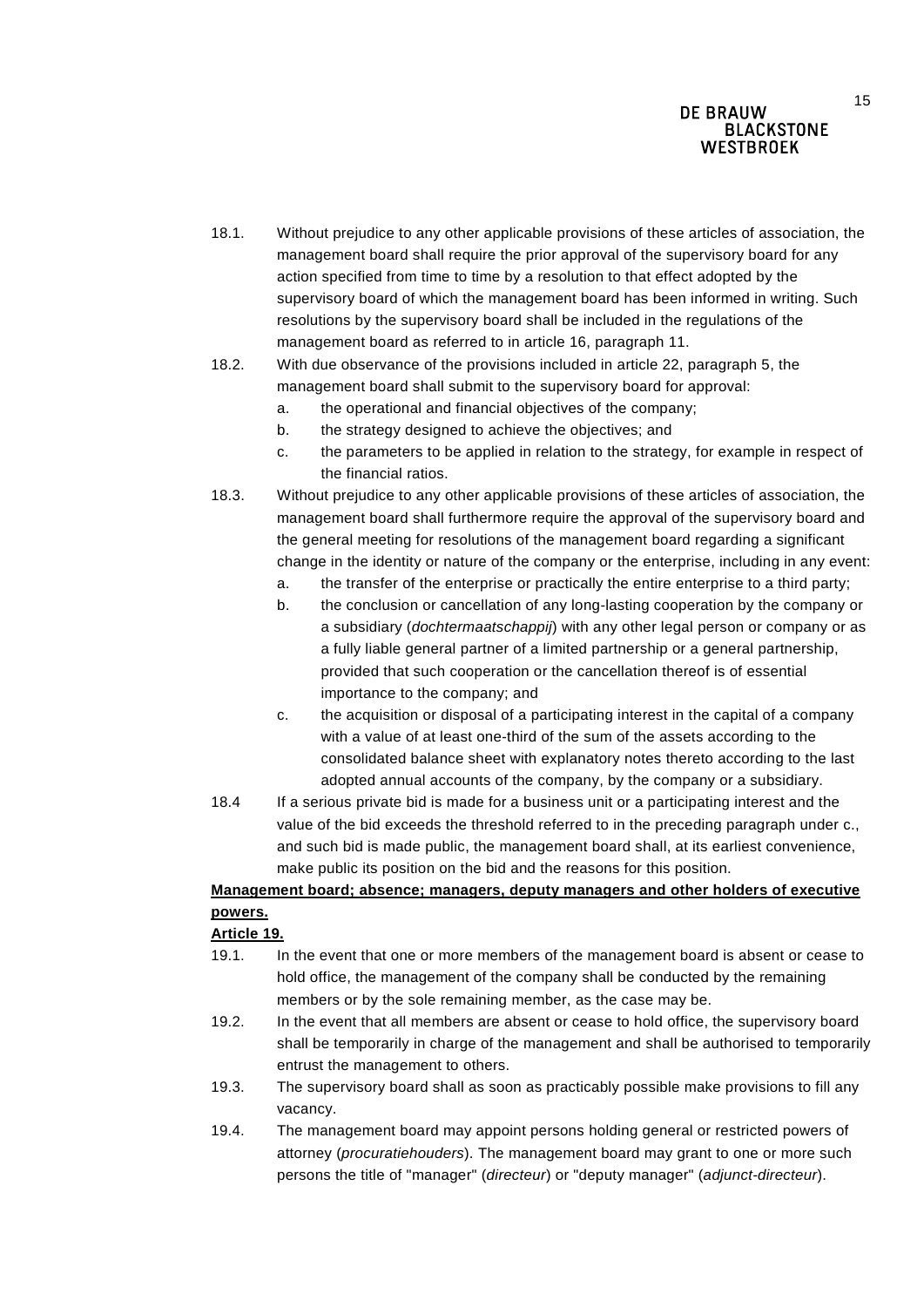18.1. Without prejudice to any other applicable provisions of these articles of association, the management board shall require the prior approval of the supervisory board for any action specified from time to time by a resolution to that effect adopted by the supervisory board of which the management board has been informed in writing. Such resolutions by the supervisory board shall be included in the regulations of the management board as referred to in article 16, paragraph 11.

18.2. With due observance of the provisions included in article 22, paragraph 5, the management board shall submit to the supervisory board for approval:

a. the operational and financial objectives of the company;
b. the strategy designed to achieve the objectives; and
c. the parameters to be applied in relation to the strategy, for example in respect of the financial ratios.

18.3. Without prejudice to any other applicable provisions of these articles of association, the management board shall furthermore require the approval of the supervisory board and the general meeting for resolutions of the management board regarding a significant change in the identity or nature of the company or the enterprise, including in any event:

a. the transfer of the enterprise or practically the entire enterprise to a third party;
b. the conclusion or cancellation of any long-lasting cooperation by the company or a subsidiary (*dochtermaatschappij*) with any other legal person or company or as a fully liable general partner of a limited partnership or a general partnership, provided that such cooperation or the cancellation thereof is of essential importance to the company; and
c. the acquisition or disposal of a participating interest in the capital of a company with a value of at least one-third of the sum of the assets according to the consolidated balance sheet with explanatory notes thereto according to the last adopted annual accounts of the company, by the company or a subsidiary.

18.4 If a serious private bid is made for a business unit or a participating interest and the value of the bid exceeds the threshold referred to in the preceding paragraph under c., and such bid is made public, the management board shall, at its earliest convenience, make public its position on the bid and the reasons for this position.

**Management board; absence; managers, deputy managers and other holders of executive powers.**

**Article 19.**

19.1. In the event that one or more members of the management board is absent or cease to hold office, the management of the company shall be conducted by the remaining members or by the sole remaining member, as the case may be.

19.2. In the event that all members are absent or cease to hold office, the supervisory board shall be temporarily in charge of the management and shall be authorised to temporarily entrust the management to others.

19.3. The supervisory board shall as soon as practicably possible make provisions to fill any vacancy.

19.4. The management board may appoint persons holding general or restricted powers of attorney (*procuratiehouders*). The management board may grant to one or more such persons the title of "manager" (*directeur*) or "deputy manager" (*adjunct-directeur*).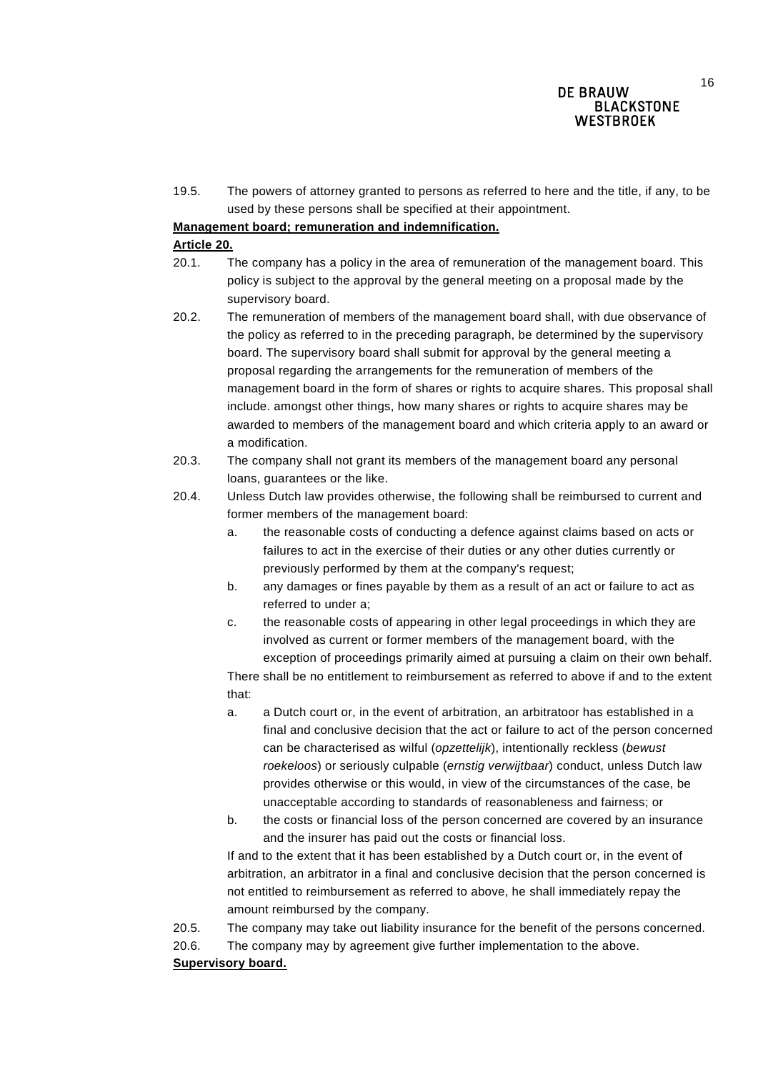19.5. The powers of attorney granted to persons as referred to here and the title, if any, to be used by these persons shall be specified at their appointment.

**Management board; remuneration and indemnification.**

**Article 20.**

20.1. The company has a policy in the area of remuneration of the management board. This policy is subject to the approval by the general meeting on a proposal made by the supervisory board.

20.2. The remuneration of members of the management board shall, with due observance of the policy as referred to in the preceding paragraph, be determined by the supervisory board. The supervisory board shall submit for approval by the general meeting a proposal regarding the arrangements for the remuneration of members of the management board in the form of shares or rights to acquire shares. This proposal shall include. amongst other things, how many shares or rights to acquire shares may be awarded to members of the management board and which criteria apply to an award or a modification.

20.3. The company shall not grant its members of the management board any personal loans, guarantees or the like.

20.4. Unless Dutch law provides otherwise, the following shall be reimbursed to current and former members of the management board:

a. the reasonable costs of conducting a defence against claims based on acts or failures to act in the exercise of their duties or any other duties currently or previously performed by them at the company's request;

b. any damages or fines payable by them as a result of an act or failure to act as referred to under a;

c. the reasonable costs of appearing in other legal proceedings in which they are involved as current or former members of the management board, with the exception of proceedings primarily aimed at pursuing a claim on their own behalf.

There shall be no entitlement to reimbursement as referred to above if and to the extent that:

a. a Dutch court or, in the event of arbitration, an arbitratoor has established in a final and conclusive decision that the act or failure to act of the person concerned can be characterised as wilful (*opzettelijk*), intentionally reckless (*bewust roekeloos*) or seriously culpable (*ernstig verwijtbaar*) conduct, unless Dutch law provides otherwise or this would, in view of the circumstances of the case, be unacceptable according to standards of reasonableness and fairness; or

b. the costs or financial loss of the person concerned are covered by an insurance and the insurer has paid out the costs or financial loss.

If and to the extent that it has been established by a Dutch court or, in the event of arbitration, an arbitrator in a final and conclusive decision that the person concerned is not entitled to reimbursement as referred to above, he shall immediately repay the amount reimbursed by the company.

20.5. The company may take out liability insurance for the benefit of the persons concerned.

20.6. The company may by agreement give further implementation to the above.

**Supervisory board.**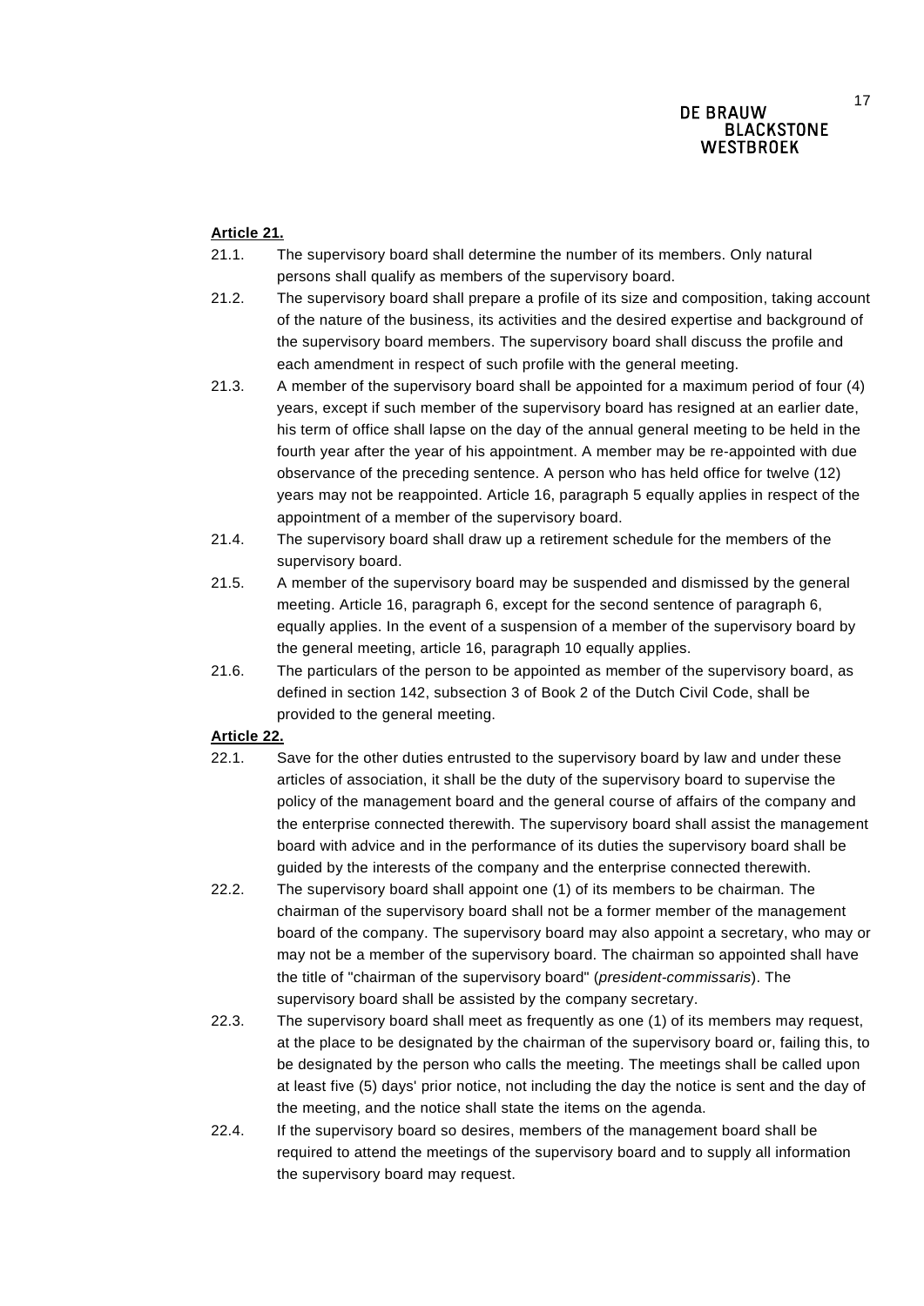**Article 21.**

21.1. The supervisory board shall determine the number of its members. Only natural persons shall qualify as members of the supervisory board.

21.2. The supervisory board shall prepare a profile of its size and composition, taking account of the nature of the business, its activities and the desired expertise and background of the supervisory board members. The supervisory board shall discuss the profile and each amendment in respect of such profile with the general meeting.

21.3. A member of the supervisory board shall be appointed for a maximum period of four (4) years, except if such member of the supervisory board has resigned at an earlier date, his term of office shall lapse on the day of the annual general meeting to be held in the fourth year after the year of his appointment. A member may be re-appointed with due observance of the preceding sentence. A person who has held office for twelve (12) years may not be reappointed. Article 16, paragraph 5 equally applies in respect of the appointment of a member of the supervisory board.

21.4. The supervisory board shall draw up a retirement schedule for the members of the supervisory board.

21.5. A member of the supervisory board may be suspended and dismissed by the general meeting. Article 16, paragraph 6, except for the second sentence of paragraph 6, equally applies. In the event of a suspension of a member of the supervisory board by the general meeting, article 16, paragraph 10 equally applies.

21.6. The particulars of the person to be appointed as member of the supervisory board, as defined in section 142, subsection 3 of Book 2 of the Dutch Civil Code, shall be provided to the general meeting.

**Article 22.**

22.1. Save for the other duties entrusted to the supervisory board by law and under these articles of association, it shall be the duty of the supervisory board to supervise the policy of the management board and the general course of affairs of the company and the enterprise connected therewith. The supervisory board shall assist the management board with advice and in the performance of its duties the supervisory board shall be guided by the interests of the company and the enterprise connected therewith.

22.2. The supervisory board shall appoint one (1) of its members to be chairman. The chairman of the supervisory board shall not be a former member of the management board of the company. The supervisory board may also appoint a secretary, who may or may not be a member of the supervisory board. The chairman so appointed shall have the title of "chairman of the supervisory board" (*president-commissaris*). The supervisory board shall be assisted by the company secretary.

22.3. The supervisory board shall meet as frequently as one (1) of its members may request, at the place to be designated by the chairman of the supervisory board or, failing this, to be designated by the person who calls the meeting. The meetings shall be called upon at least five (5) days' prior notice, not including the day the notice is sent and the day of the meeting, and the notice shall state the items on the agenda.

22.4. If the supervisory board so desires, members of the management board shall be required to attend the meetings of the supervisory board and to supply all information the supervisory board may request.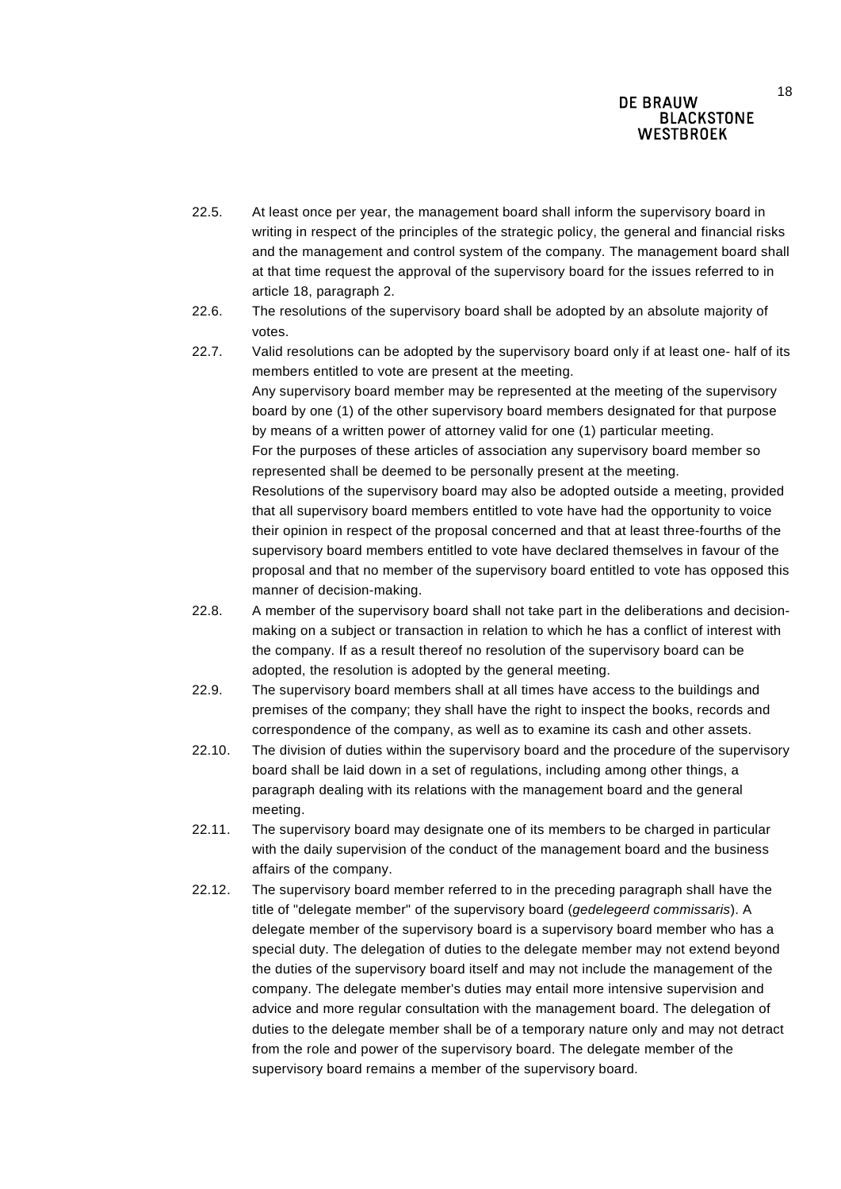22.5. At least once per year, the management board shall inform the supervisory board in writing in respect of the principles of the strategic policy, the general and financial risks and the management and control system of the company. The management board shall at that time request the approval of the supervisory board for the issues referred to in article 18, paragraph 2.

22.6. The resolutions of the supervisory board shall be adopted by an absolute majority of votes.

22.7. Valid resolutions can be adopted by the supervisory board only if at least one- half of its members entitled to vote are present at the meeting.
Any supervisory board member may be represented at the meeting of the supervisory board by one (1) of the other supervisory board members designated for that purpose by means of a written power of attorney valid for one (1) particular meeting.
For the purposes of these articles of association any supervisory board member so represented shall be deemed to be personally present at the meeting.
Resolutions of the supervisory board may also be adopted outside a meeting, provided that all supervisory board members entitled to vote have had the opportunity to voice their opinion in respect of the proposal concerned and that at least three-fourths of the supervisory board members entitled to vote have declared themselves in favour of the proposal and that no member of the supervisory board entitled to vote has opposed this manner of decision-making.

22.8. A member of the supervisory board shall not take part in the deliberations and decision-making on a subject or transaction in relation to which he has a conflict of interest with the company. If as a result thereof no resolution of the supervisory board can be adopted, the resolution is adopted by the general meeting.

22.9. The supervisory board members shall at all times have access to the buildings and premises of the company; they shall have the right to inspect the books, records and correspondence of the company, as well as to examine its cash and other assets.

22.10. The division of duties within the supervisory board and the procedure of the supervisory board shall be laid down in a set of regulations, including among other things, a paragraph dealing with its relations with the management board and the general meeting.

22.11. The supervisory board may designate one of its members to be charged in particular with the daily supervision of the conduct of the management board and the business affairs of the company.

22.12. The supervisory board member referred to in the preceding paragraph shall have the title of "delegate member" of the supervisory board (*gedelegeerd commissaris*). A delegate member of the supervisory board is a supervisory board member who has a special duty. The delegation of duties to the delegate member may not extend beyond the duties of the supervisory board itself and may not include the management of the company. The delegate member's duties may entail more intensive supervision and advice and more regular consultation with the management board. The delegation of duties to the delegate member shall be of a temporary nature only and may not detract from the role and power of the supervisory board. The delegate member of the supervisory board remains a member of the supervisory board.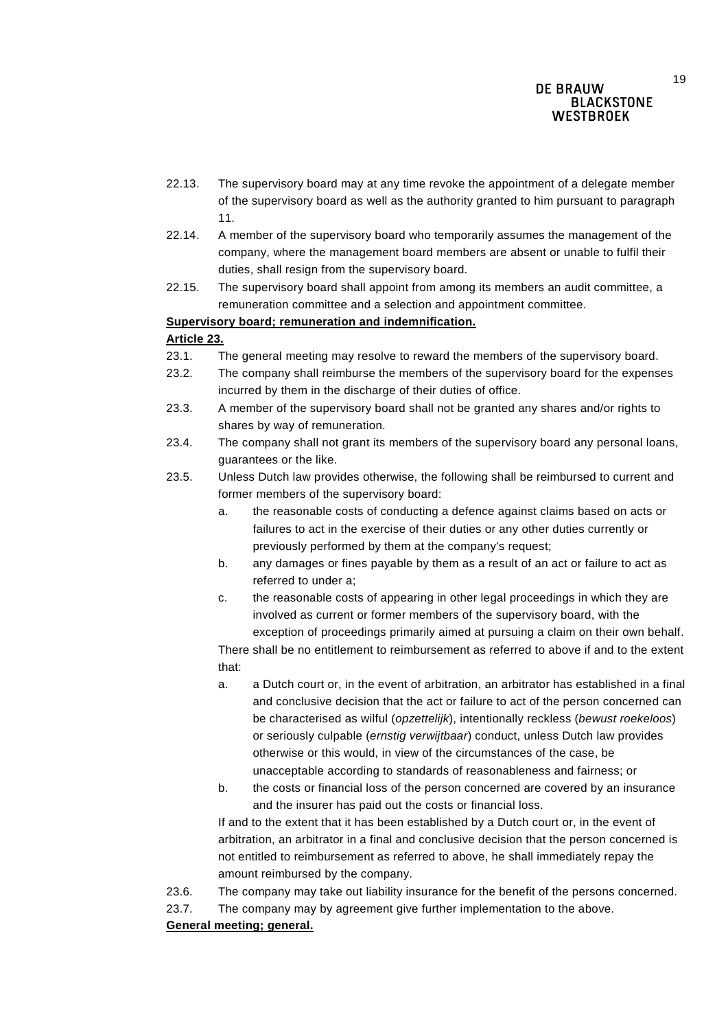22.13. The supervisory board may at any time revoke the appointment of a delegate member of the supervisory board as well as the authority granted to him pursuant to paragraph 11.

22.14. A member of the supervisory board who temporarily assumes the management of the company, where the management board members are absent or unable to fulfil their duties, shall resign from the supervisory board.

22.15. The supervisory board shall appoint from among its members an audit committee, a remuneration committee and a selection and appointment committee.

**Supervisory board; remuneration and indemnification.**

**Article 23.**

23.1. The general meeting may resolve to reward the members of the supervisory board.

23.2. The company shall reimburse the members of the supervisory board for the expenses incurred by them in the discharge of their duties of office.

23.3. A member of the supervisory board shall not be granted any shares and/or rights to shares by way of remuneration.

23.4. The company shall not grant its members of the supervisory board any personal loans, guarantees or the like.

23.5. Unless Dutch law provides otherwise, the following shall be reimbursed to current and former members of the supervisory board:

a. the reasonable costs of conducting a defence against claims based on acts or failures to act in the exercise of their duties or any other duties currently or previously performed by them at the company's request;

b. any damages or fines payable by them as a result of an act or failure to act as referred to under a;

c. the reasonable costs of appearing in other legal proceedings in which they are involved as current or former members of the supervisory board, with the exception of proceedings primarily aimed at pursuing a claim on their own behalf.

There shall be no entitlement to reimbursement as referred to above if and to the extent that:

a. a Dutch court or, in the event of arbitration, an arbitrator has established in a final and conclusive decision that the act or failure to act of the person concerned can be characterised as wilful (*opzettelijk*), intentionally reckless (*bewust roekeloos*) or seriously culpable (*ernstig verwijtbaar*) conduct, unless Dutch law provides otherwise or this would, in view of the circumstances of the case, be unacceptable according to standards of reasonableness and fairness; or

b. the costs or financial loss of the person concerned are covered by an insurance and the insurer has paid out the costs or financial loss.

If and to the extent that it has been established by a Dutch court or, in the event of arbitration, an arbitrator in a final and conclusive decision that the person concerned is not entitled to reimbursement as referred to above, he shall immediately repay the amount reimbursed by the company.

23.6. The company may take out liability insurance for the benefit of the persons concerned.

23.7. The company may by agreement give further implementation to the above.

**General meeting; general.**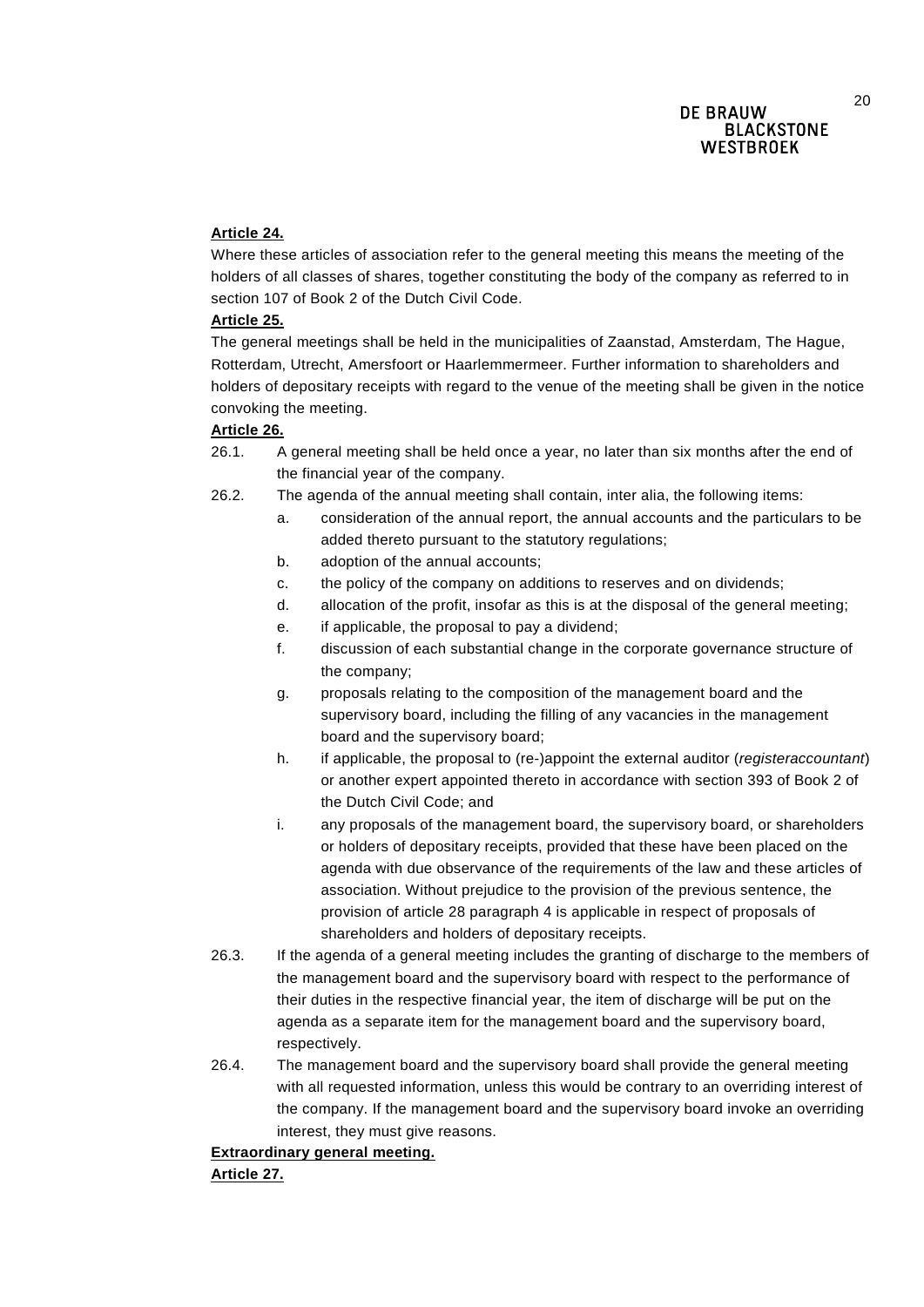**Article 24.**

Where these articles of association refer to the general meeting this means the meeting of the holders of all classes of shares, together constituting the body of the company as referred to in section 107 of Book 2 of the Dutch Civil Code.

**Article 25.**

The general meetings shall be held in the municipalities of Zaanstad, Amsterdam, The Hague, Rotterdam, Utrecht, Amersfoort or Haarlemmermeer. Further information to shareholders and holders of depositary receipts with regard to the venue of the meeting shall be given in the notice convoking the meeting.

**Article 26.**

26.1. A general meeting shall be held once a year, no later than six months after the end of the financial year of the company.

26.2. The agenda of the annual meeting shall contain, inter alia, the following items:

a. consideration of the annual report, the annual accounts and the particulars to be added thereto pursuant to the statutory regulations;

b. adoption of the annual accounts;

c. the policy of the company on additions to reserves and on dividends;

d. allocation of the profit, insofar as this is at the disposal of the general meeting;

e. if applicable, the proposal to pay a dividend;

f. discussion of each substantial change in the corporate governance structure of the company;

g. proposals relating to the composition of the management board and the supervisory board, including the filling of any vacancies in the management board and the supervisory board;

h. if applicable, the proposal to (re-)appoint the external auditor (*registeraccountant*) or another expert appointed thereto in accordance with section 393 of Book 2 of the Dutch Civil Code; and

i. any proposals of the management board, the supervisory board, or shareholders or holders of depositary receipts, provided that these have been placed on the agenda with due observance of the requirements of the law and these articles of association. Without prejudice to the provision of the previous sentence, the provision of article 28 paragraph 4 is applicable in respect of proposals of shareholders and holders of depositary receipts.

26.3. If the agenda of a general meeting includes the granting of discharge to the members of the management board and the supervisory board with respect to the performance of their duties in the respective financial year, the item of discharge will be put on the agenda as a separate item for the management board and the supervisory board, respectively.

26.4. The management board and the supervisory board shall provide the general meeting with all requested information, unless this would be contrary to an overriding interest of the company. If the management board and the supervisory board invoke an overriding interest, they must give reasons.

**Extraordinary general meeting.**

**Article 27.**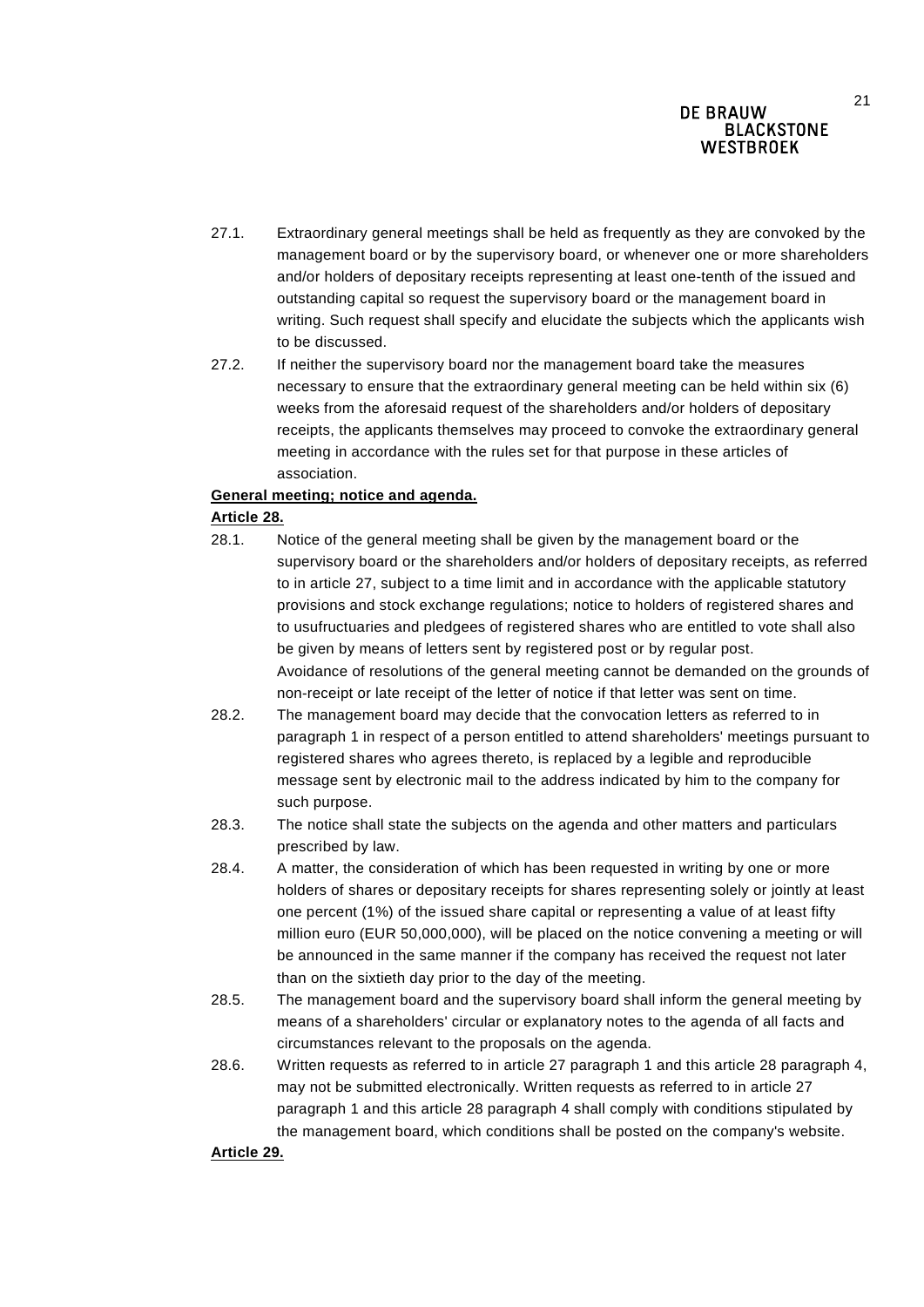27.1. Extraordinary general meetings shall be held as frequently as they are convoked by the management board or by the supervisory board, or whenever one or more shareholders and/or holders of depositary receipts representing at least one-tenth of the issued and outstanding capital so request the supervisory board or the management board in writing. Such request shall specify and elucidate the subjects which the applicants wish to be discussed.

27.2. If neither the supervisory board nor the management board take the measures necessary to ensure that the extraordinary general meeting can be held within six (6) weeks from the aforesaid request of the shareholders and/or holders of depositary receipts, the applicants themselves may proceed to convoke the extraordinary general meeting in accordance with the rules set for that purpose in these articles of association.

**General meeting; notice and agenda.**

**Article 28.**

28.1. Notice of the general meeting shall be given by the management board or the supervisory board or the shareholders and/or holders of depositary receipts, as referred to in article 27, subject to a time limit and in accordance with the applicable statutory provisions and stock exchange regulations; notice to holders of registered shares and to usufructuaries and pledgees of registered shares who are entitled to vote shall also be given by means of letters sent by registered post or by regular post.
Avoidance of resolutions of the general meeting cannot be demanded on the grounds of non-receipt or late receipt of the letter of notice if that letter was sent on time.

28.2. The management board may decide that the convocation letters as referred to in paragraph 1 in respect of a person entitled to attend shareholders' meetings pursuant to registered shares who agrees thereto, is replaced by a legible and reproducible message sent by electronic mail to the address indicated by him to the company for such purpose.

28.3. The notice shall state the subjects on the agenda and other matters and particulars prescribed by law.

28.4. A matter, the consideration of which has been requested in writing by one or more holders of shares or depositary receipts for shares representing solely or jointly at least one percent (1%) of the issued share capital or representing a value of at least fifty million euro (EUR 50,000,000), will be placed on the notice convening a meeting or will be announced in the same manner if the company has received the request not later than on the sixtieth day prior to the day of the meeting.

28.5. The management board and the supervisory board shall inform the general meeting by means of a shareholders' circular or explanatory notes to the agenda of all facts and circumstances relevant to the proposals on the agenda.

28.6. Written requests as referred to in article 27 paragraph 1 and this article 28 paragraph 4, may not be submitted electronically. Written requests as referred to in article 27 paragraph 1 and this article 28 paragraph 4 shall comply with conditions stipulated by the management board, which conditions shall be posted on the company's website.

**Article 29.**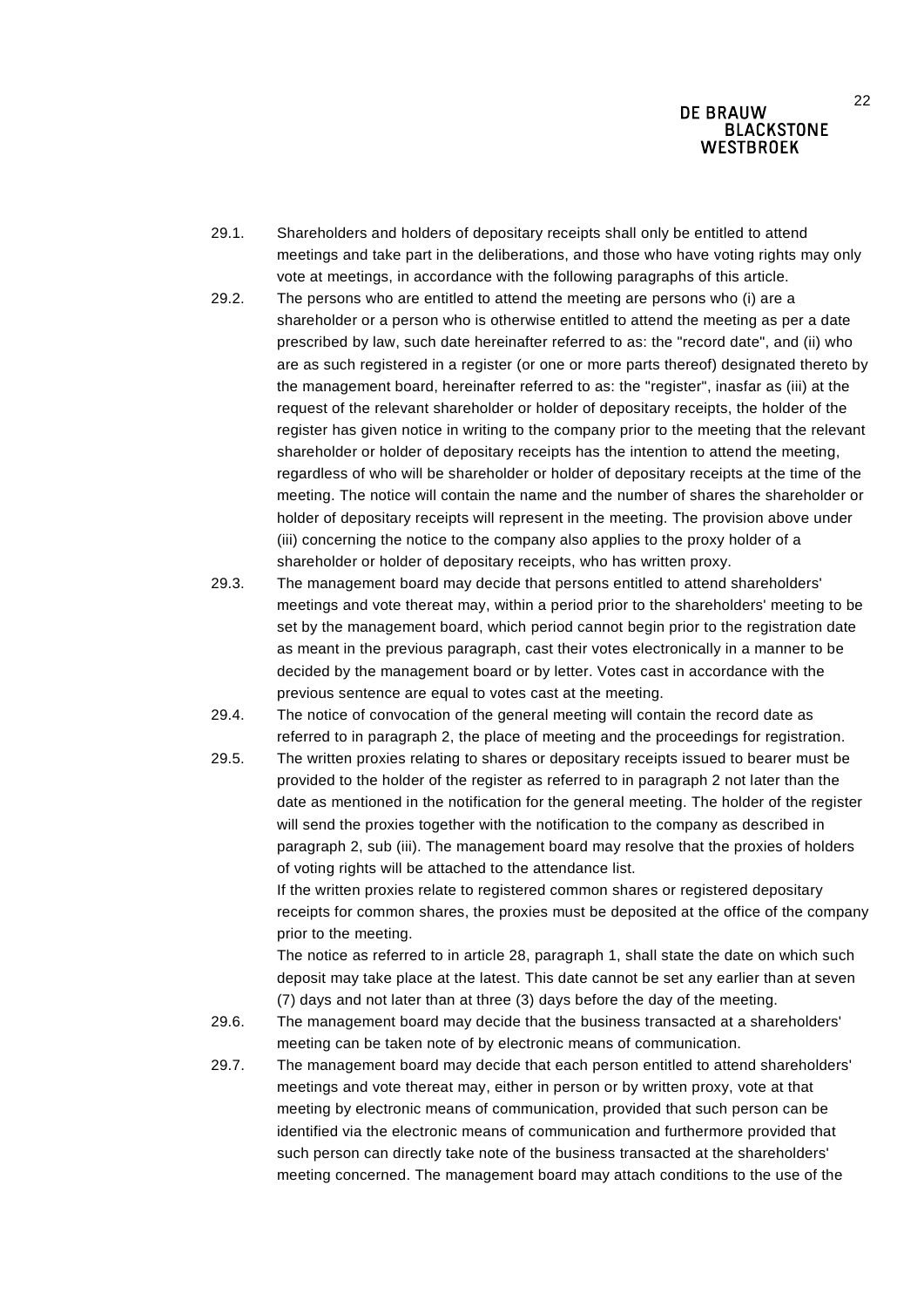29.1. Shareholders and holders of depositary receipts shall only be entitled to attend meetings and take part in the deliberations, and those who have voting rights may only vote at meetings, in accordance with the following paragraphs of this article.

29.2. The persons who are entitled to attend the meeting are persons who (i) are a shareholder or a person who is otherwise entitled to attend the meeting as per a date prescribed by law, such date hereinafter referred to as: the "record date", and (ii) who are as such registered in a register (or one or more parts thereof) designated thereto by the management board, hereinafter referred to as: the "register", inasfar as (iii) at the request of the relevant shareholder or holder of depositary receipts, the holder of the register has given notice in writing to the company prior to the meeting that the relevant shareholder or holder of depositary receipts has the intention to attend the meeting, regardless of who will be shareholder or holder of depositary receipts at the time of the meeting. The notice will contain the name and the number of shares the shareholder or holder of depositary receipts will represent in the meeting. The provision above under (iii) concerning the notice to the company also applies to the proxy holder of a shareholder or holder of depositary receipts, who has written proxy.

29.3. The management board may decide that persons entitled to attend shareholders' meetings and vote thereat may, within a period prior to the shareholders' meeting to be set by the management board, which period cannot begin prior to the registration date as meant in the previous paragraph, cast their votes electronically in a manner to be decided by the management board or by letter. Votes cast in accordance with the previous sentence are equal to votes cast at the meeting.

29.4. The notice of convocation of the general meeting will contain the record date as referred to in paragraph 2, the place of meeting and the proceedings for registration.

29.5. The written proxies relating to shares or depositary receipts issued to bearer must be provided to the holder of the register as referred to in paragraph 2 not later than the date as mentioned in the notification for the general meeting. The holder of the register will send the proxies together with the notification to the company as described in paragraph 2, sub (iii). The management board may resolve that the proxies of holders of voting rights will be attached to the attendance list.

If the written proxies relate to registered common shares or registered depositary receipts for common shares, the proxies must be deposited at the office of the company prior to the meeting.

The notice as referred to in article 28, paragraph 1, shall state the date on which such deposit may take place at the latest. This date cannot be set any earlier than at seven (7) days and not later than at three (3) days before the day of the meeting.

29.6. The management board may decide that the business transacted at a shareholders' meeting can be taken note of by electronic means of communication.

29.7. The management board may decide that each person entitled to attend shareholders' meetings and vote thereat may, either in person or by written proxy, vote at that meeting by electronic means of communication, provided that such person can be identified via the electronic means of communication and furthermore provided that such person can directly take note of the business transacted at the shareholders' meeting concerned. The management board may attach conditions to the use of the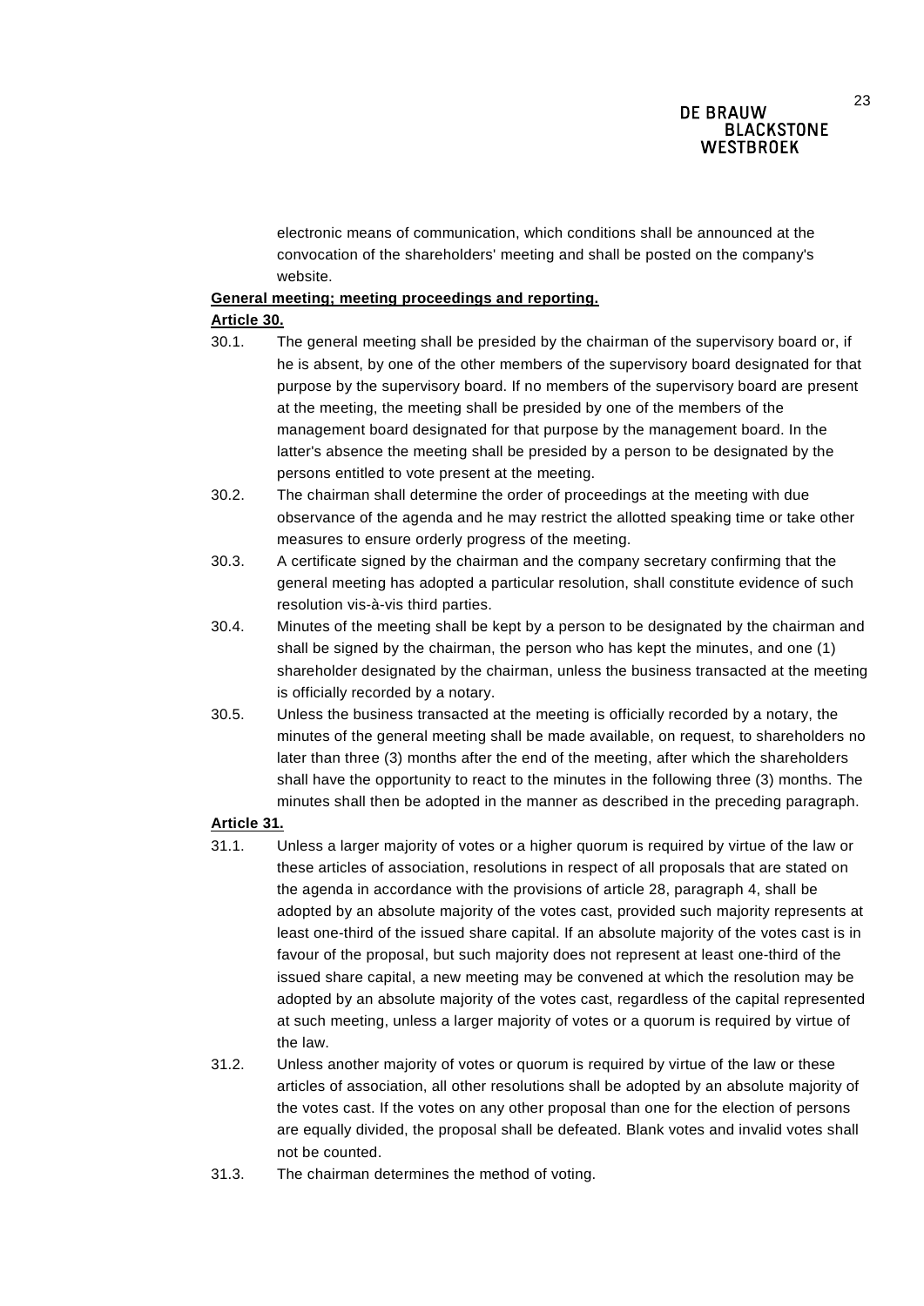electronic means of communication, which conditions shall be announced at the convocation of the shareholders' meeting and shall be posted on the company's website.

**General meeting; meeting proceedings and reporting.**

**Article 30.**

30.1. The general meeting shall be presided by the chairman of the supervisory board or, if he is absent, by one of the other members of the supervisory board designated for that purpose by the supervisory board. If no members of the supervisory board are present at the meeting, the meeting shall be presided by one of the members of the management board designated for that purpose by the management board. In the latter's absence the meeting shall be presided by a person to be designated by the persons entitled to vote present at the meeting.

30.2. The chairman shall determine the order of proceedings at the meeting with due observance of the agenda and he may restrict the allotted speaking time or take other measures to ensure orderly progress of the meeting.

30.3. A certificate signed by the chairman and the company secretary confirming that the general meeting has adopted a particular resolution, shall constitute evidence of such resolution vis-à-vis third parties.

30.4. Minutes of the meeting shall be kept by a person to be designated by the chairman and shall be signed by the chairman, the person who has kept the minutes, and one (1) shareholder designated by the chairman, unless the business transacted at the meeting is officially recorded by a notary.

30.5. Unless the business transacted at the meeting is officially recorded by a notary, the minutes of the general meeting shall be made available, on request, to shareholders no later than three (3) months after the end of the meeting, after which the shareholders shall have the opportunity to react to the minutes in the following three (3) months. The minutes shall then be adopted in the manner as described in the preceding paragraph.

**Article 31.**

31.1. Unless a larger majority of votes or a higher quorum is required by virtue of the law or these articles of association, resolutions in respect of all proposals that are stated on the agenda in accordance with the provisions of article 28, paragraph 4, shall be adopted by an absolute majority of the votes cast, provided such majority represents at least one-third of the issued share capital. If an absolute majority of the votes cast is in favour of the proposal, but such majority does not represent at least one-third of the issued share capital, a new meeting may be convened at which the resolution may be adopted by an absolute majority of the votes cast, regardless of the capital represented at such meeting, unless a larger majority of votes or a quorum is required by virtue of the law.

31.2. Unless another majority of votes or quorum is required by virtue of the law or these articles of association, all other resolutions shall be adopted by an absolute majority of the votes cast. If the votes on any other proposal than one for the election of persons are equally divided, the proposal shall be defeated. Blank votes and invalid votes shall not be counted.

31.3. The chairman determines the method of voting.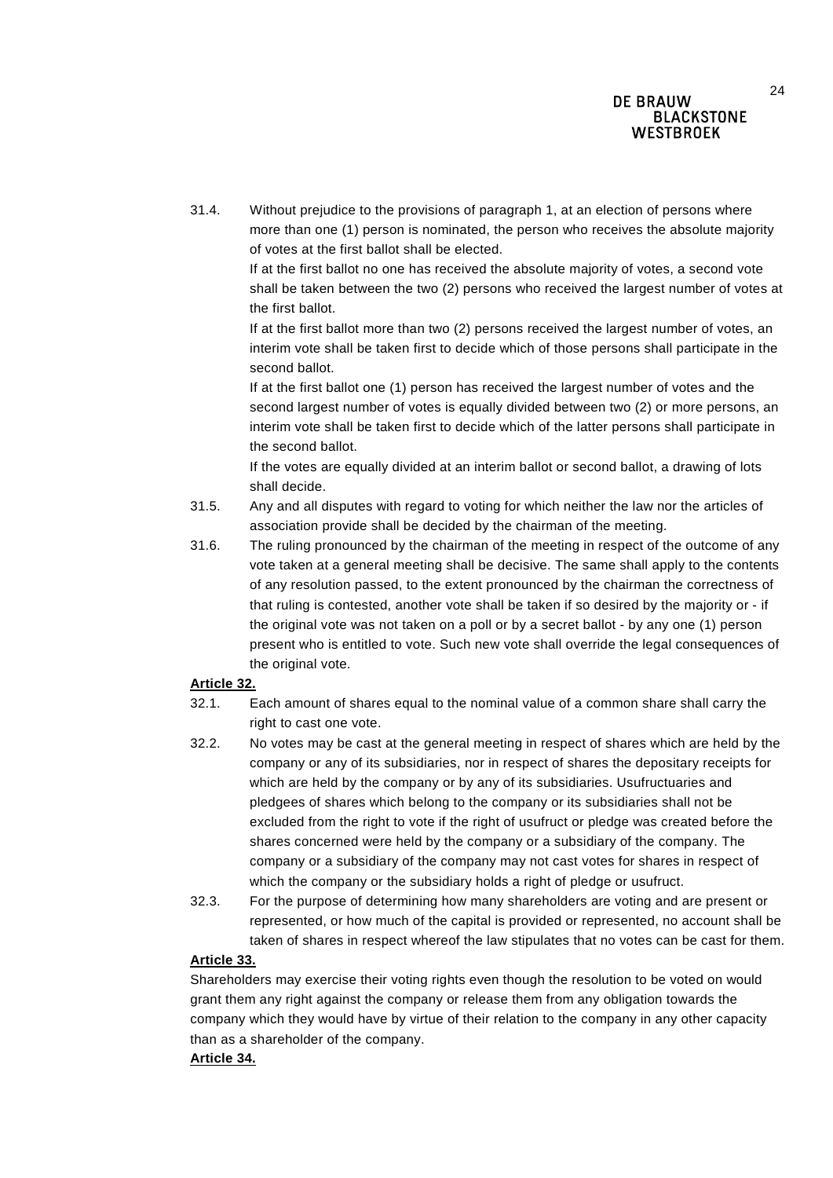31.4. Without prejudice to the provisions of paragraph 1, at an election of persons where more than one (1) person is nominated, the person who receives the absolute majority of votes at the first ballot shall be elected.

If at the first ballot no one has received the absolute majority of votes, a second vote shall be taken between the two (2) persons who received the largest number of votes at the first ballot.

If at the first ballot more than two (2) persons received the largest number of votes, an interim vote shall be taken first to decide which of those persons shall participate in the second ballot.

If at the first ballot one (1) person has received the largest number of votes and the second largest number of votes is equally divided between two (2) or more persons, an interim vote shall be taken first to decide which of the latter persons shall participate in the second ballot.

If the votes are equally divided at an interim ballot or second ballot, a drawing of lots shall decide.

31.5. Any and all disputes with regard to voting for which neither the law nor the articles of association provide shall be decided by the chairman of the meeting.

31.6. The ruling pronounced by the chairman of the meeting in respect of the outcome of any vote taken at a general meeting shall be decisive. The same shall apply to the contents of any resolution passed, to the extent pronounced by the chairman the correctness of that ruling is contested, another vote shall be taken if so desired by the majority or - if the original vote was not taken on a poll or by a secret ballot - by any one (1) person present who is entitled to vote. Such new vote shall override the legal consequences of the original vote.

**Article 32.**

32.1. Each amount of shares equal to the nominal value of a common share shall carry the right to cast one vote.

32.2. No votes may be cast at the general meeting in respect of shares which are held by the company or any of its subsidiaries, nor in respect of shares the depositary receipts for which are held by the company or by any of its subsidiaries. Usufructuaries and pledgees of shares which belong to the company or its subsidiaries shall not be excluded from the right to vote if the right of usufruct or pledge was created before the shares concerned were held by the company or a subsidiary of the company. The company or a subsidiary of the company may not cast votes for shares in respect of which the company or the subsidiary holds a right of pledge or usufruct.

32.3. For the purpose of determining how many shareholders are voting and are present or represented, or how much of the capital is provided or represented, no account shall be taken of shares in respect whereof the law stipulates that no votes can be cast for them.

**Article 33.**

Shareholders may exercise their voting rights even though the resolution to be voted on would grant them any right against the company or release them from any obligation towards the company which they would have by virtue of their relation to the company in any other capacity than as a shareholder of the company.

**Article 34.**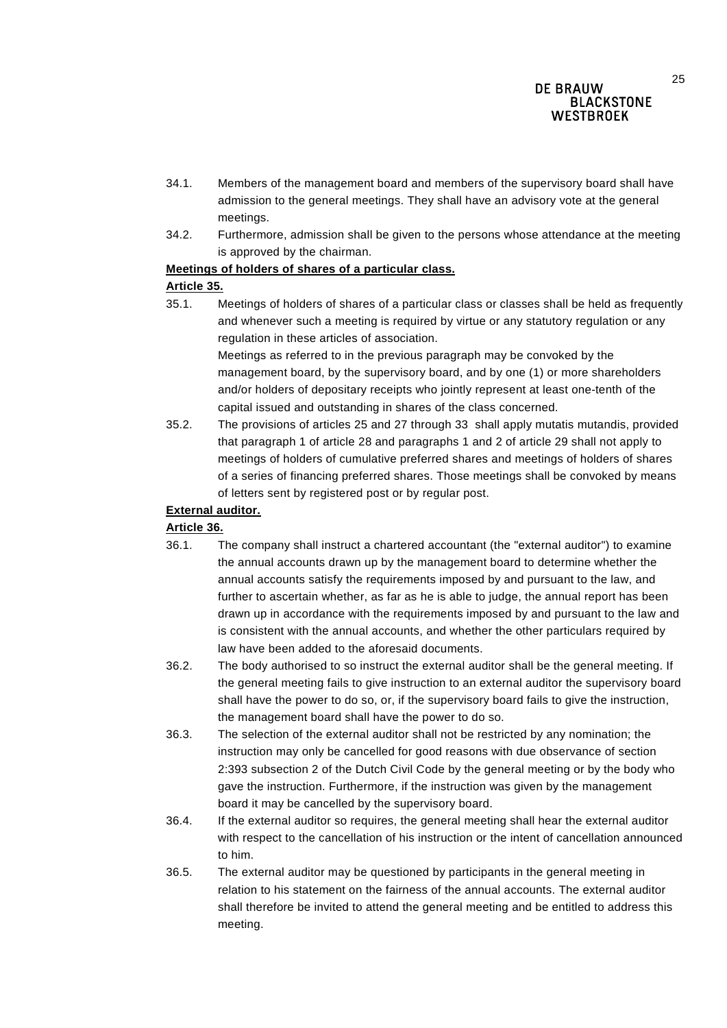34.1. Members of the management board and members of the supervisory board shall have admission to the general meetings. They shall have an advisory vote at the general meetings.

34.2. Furthermore, admission shall be given to the persons whose attendance at the meeting is approved by the chairman.

**Meetings of holders of shares of a particular class.**

**Article 35.**

35.1. Meetings of holders of shares of a particular class or classes shall be held as frequently and whenever such a meeting is required by virtue or any statutory regulation or any regulation in these articles of association.

Meetings as referred to in the previous paragraph may be convoked by the management board, by the supervisory board, and by one (1) or more shareholders and/or holders of depositary receipts who jointly represent at least one-tenth of the capital issued and outstanding in shares of the class concerned.

35.2. The provisions of articles 25 and 27 through 33 shall apply mutatis mutandis, provided that paragraph 1 of article 28 and paragraphs 1 and 2 of article 29 shall not apply to meetings of holders of cumulative preferred shares and meetings of holders of shares of a series of financing preferred shares. Those meetings shall be convoked by means of letters sent by registered post or by regular post.

**External auditor.**

**Article 36.**

36.1. The company shall instruct a chartered accountant (the "external auditor") to examine the annual accounts drawn up by the management board to determine whether the annual accounts satisfy the requirements imposed by and pursuant to the law, and further to ascertain whether, as far as he is able to judge, the annual report has been drawn up in accordance with the requirements imposed by and pursuant to the law and is consistent with the annual accounts, and whether the other particulars required by law have been added to the aforesaid documents.

36.2. The body authorised to so instruct the external auditor shall be the general meeting. If the general meeting fails to give instruction to an external auditor the supervisory board shall have the power to do so, or, if the supervisory board fails to give the instruction, the management board shall have the power to do so.

36.3. The selection of the external auditor shall not be restricted by any nomination; the instruction may only be cancelled for good reasons with due observance of section 2:393 subsection 2 of the Dutch Civil Code by the general meeting or by the body who gave the instruction. Furthermore, if the instruction was given by the management board it may be cancelled by the supervisory board.

36.4. If the external auditor so requires, the general meeting shall hear the external auditor with respect to the cancellation of his instruction or the intent of cancellation announced to him.

36.5. The external auditor may be questioned by participants in the general meeting in relation to his statement on the fairness of the annual accounts. The external auditor shall therefore be invited to attend the general meeting and be entitled to address this meeting.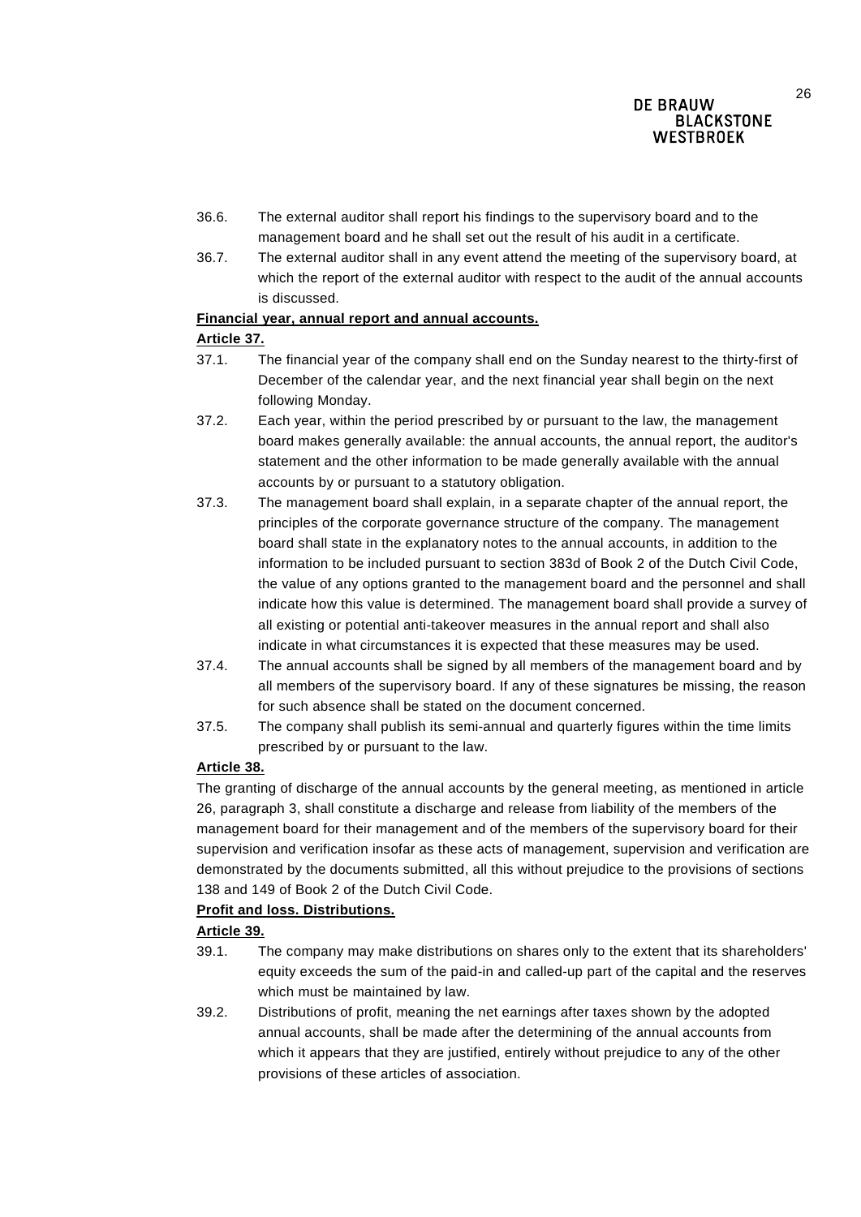36.6. The external auditor shall report his findings to the supervisory board and to the management board and he shall set out the result of his audit in a certificate.

36.7. The external auditor shall in any event attend the meeting of the supervisory board, at which the report of the external auditor with respect to the audit of the annual accounts is discussed.

**Financial year, annual report and annual accounts.**

**Article 37.**

37.1. The financial year of the company shall end on the Sunday nearest to the thirty-first of December of the calendar year, and the next financial year shall begin on the next following Monday.

37.2. Each year, within the period prescribed by or pursuant to the law, the management board makes generally available: the annual accounts, the annual report, the auditor's statement and the other information to be made generally available with the annual accounts by or pursuant to a statutory obligation.

37.3. The management board shall explain, in a separate chapter of the annual report, the principles of the corporate governance structure of the company. The management board shall state in the explanatory notes to the annual accounts, in addition to the information to be included pursuant to section 383d of Book 2 of the Dutch Civil Code, the value of any options granted to the management board and the personnel and shall indicate how this value is determined. The management board shall provide a survey of all existing or potential anti-takeover measures in the annual report and shall also indicate in what circumstances it is expected that these measures may be used.

37.4. The annual accounts shall be signed by all members of the management board and by all members of the supervisory board. If any of these signatures be missing, the reason for such absence shall be stated on the document concerned.

37.5. The company shall publish its semi-annual and quarterly figures within the time limits prescribed by or pursuant to the law.

**Article 38.**

The granting of discharge of the annual accounts by the general meeting, as mentioned in article 26, paragraph 3, shall constitute a discharge and release from liability of the members of the management board for their management and of the members of the supervisory board for their supervision and verification insofar as these acts of management, supervision and verification are demonstrated by the documents submitted, all this without prejudice to the provisions of sections 138 and 149 of Book 2 of the Dutch Civil Code.

**Profit and loss. Distributions.**

**Article 39.**

39.1. The company may make distributions on shares only to the extent that its shareholders' equity exceeds the sum of the paid-in and called-up part of the capital and the reserves which must be maintained by law.

39.2. Distributions of profit, meaning the net earnings after taxes shown by the adopted annual accounts, shall be made after the determining of the annual accounts from which it appears that they are justified, entirely without prejudice to any of the other provisions of these articles of association.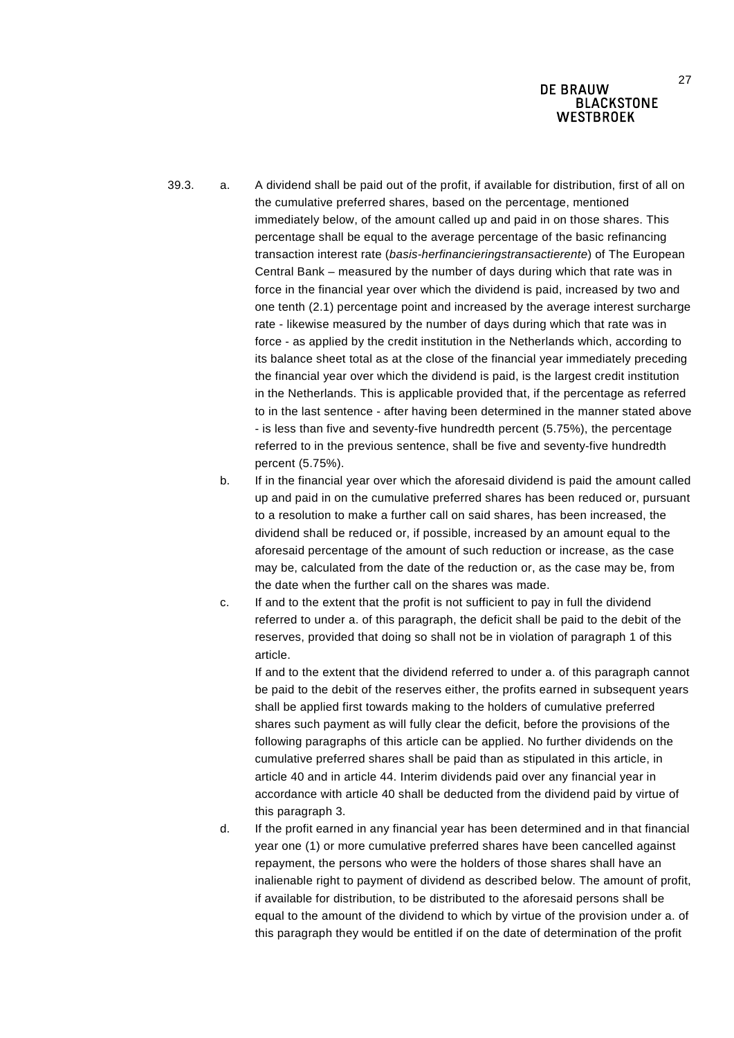39.3. a. A dividend shall be paid out of the profit, if available for distribution, first of all on the cumulative preferred shares, based on the percentage, mentioned immediately below, of the amount called up and paid in on those shares. This percentage shall be equal to the average percentage of the basic refinancing transaction interest rate (*basis-herfinancieringstransactierente*) of The European Central Bank – measured by the number of days during which that rate was in force in the financial year over which the dividend is paid, increased by two and one tenth (2.1) percentage point and increased by the average interest surcharge rate - likewise measured by the number of days during which that rate was in force - as applied by the credit institution in the Netherlands which, according to its balance sheet total as at the close of the financial year immediately preceding the financial year over which the dividend is paid, is the largest credit institution in the Netherlands. This is applicable provided that, if the percentage as referred to in the last sentence - after having been determined in the manner stated above - is less than five and seventy-five hundredth percent (5.75%), the percentage referred to in the previous sentence, shall be five and seventy-five hundredth percent (5.75%).

b. If in the financial year over which the aforesaid dividend is paid the amount called up and paid in on the cumulative preferred shares has been reduced or, pursuant to a resolution to make a further call on said shares, has been increased, the dividend shall be reduced or, if possible, increased by an amount equal to the aforesaid percentage of the amount of such reduction or increase, as the case may be, calculated from the date of the reduction or, as the case may be, from the date when the further call on the shares was made.

c. If and to the extent that the profit is not sufficient to pay in full the dividend referred to under a. of this paragraph, the deficit shall be paid to the debit of the reserves, provided that doing so shall not be in violation of paragraph 1 of this article.

If and to the extent that the dividend referred to under a. of this paragraph cannot be paid to the debit of the reserves either, the profits earned in subsequent years shall be applied first towards making to the holders of cumulative preferred shares such payment as will fully clear the deficit, before the provisions of the following paragraphs of this article can be applied. No further dividends on the cumulative preferred shares shall be paid than as stipulated in this article, in article 40 and in article 44. Interim dividends paid over any financial year in accordance with article 40 shall be deducted from the dividend paid by virtue of this paragraph 3.

d. If the profit earned in any financial year has been determined and in that financial year one (1) or more cumulative preferred shares have been cancelled against repayment, the persons who were the holders of those shares shall have an inalienable right to payment of dividend as described below. The amount of profit, if available for distribution, to be distributed to the aforesaid persons shall be equal to the amount of the dividend to which by virtue of the provision under a. of this paragraph they would be entitled if on the date of determination of the profit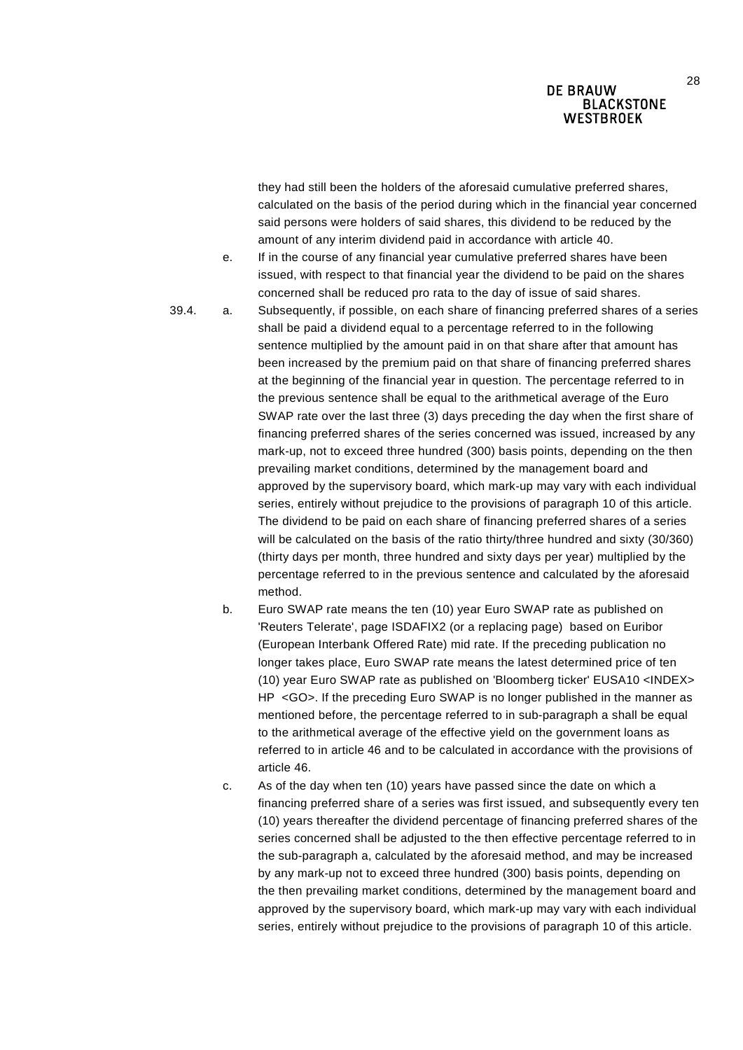they had still been the holders of the aforesaid cumulative preferred shares, calculated on the basis of the period during which in the financial year concerned said persons were holders of said shares, this dividend to be reduced by the amount of any interim dividend paid in accordance with article 40.

e. If in the course of any financial year cumulative preferred shares have been issued, with respect to that financial year the dividend to be paid on the shares concerned shall be reduced pro rata to the day of issue of said shares.

39.4. a. Subsequently, if possible, on each share of financing preferred shares of a series shall be paid a dividend equal to a percentage referred to in the following sentence multiplied by the amount paid in on that share after that amount has been increased by the premium paid on that share of financing preferred shares at the beginning of the financial year in question. The percentage referred to in the previous sentence shall be equal to the arithmetical average of the Euro SWAP rate over the last three (3) days preceding the day when the first share of financing preferred shares of the series concerned was issued, increased by any mark-up, not to exceed three hundred (300) basis points, depending on the then prevailing market conditions, determined by the management board and approved by the supervisory board, which mark-up may vary with each individual series, entirely without prejudice to the provisions of paragraph 10 of this article. The dividend to be paid on each share of financing preferred shares of a series will be calculated on the basis of the ratio thirty/three hundred and sixty (30/360) (thirty days per month, three hundred and sixty days per year) multiplied by the percentage referred to in the previous sentence and calculated by the aforesaid method.

b. Euro SWAP rate means the ten (10) year Euro SWAP rate as published on 'Reuters Telerate', page ISDAFIX2 (or a replacing page) based on Euribor (European Interbank Offered Rate) mid rate. If the preceding publication no longer takes place, Euro SWAP rate means the latest determined price of ten (10) year Euro SWAP rate as published on 'Bloomberg ticker' EUSA10 <INDEX> HP <GO>. If the preceding Euro SWAP is no longer published in the manner as mentioned before, the percentage referred to in sub-paragraph a shall be equal to the arithmetical average of the effective yield on the government loans as referred to in article 46 and to be calculated in accordance with the provisions of article 46.

c. As of the day when ten (10) years have passed since the date on which a financing preferred share of a series was first issued, and subsequently every ten (10) years thereafter the dividend percentage of financing preferred shares of the series concerned shall be adjusted to the then effective percentage referred to in the sub-paragraph a, calculated by the aforesaid method, and may be increased by any mark-up not to exceed three hundred (300) basis points, depending on the then prevailing market conditions, determined by the management board and approved by the supervisory board, which mark-up may vary with each individual series, entirely without prejudice to the provisions of paragraph 10 of this article.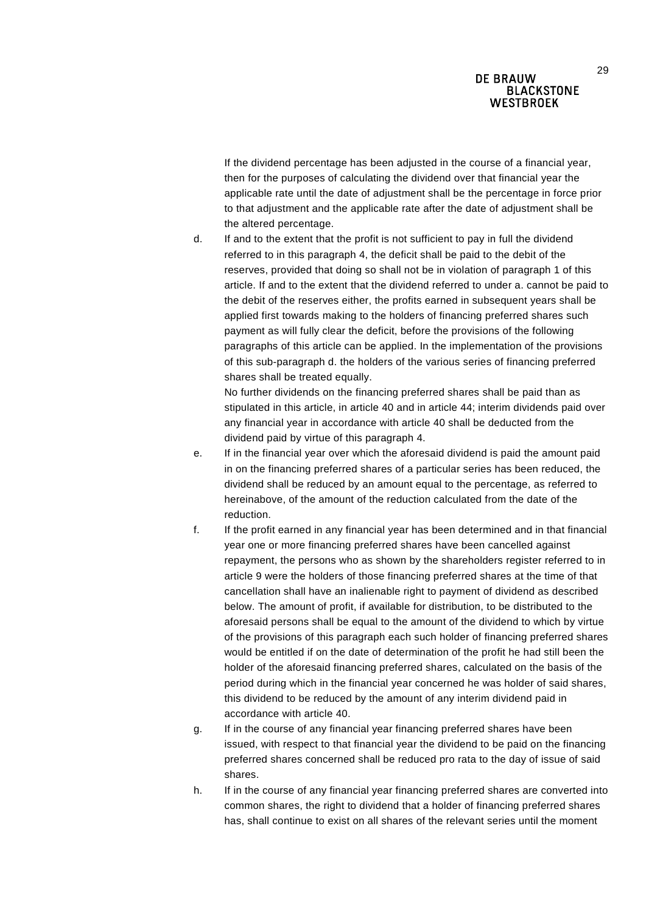If the dividend percentage has been adjusted in the course of a financial year, then for the purposes of calculating the dividend over that financial year the applicable rate until the date of adjustment shall be the percentage in force prior to that adjustment and the applicable rate after the date of adjustment shall be the altered percentage.

d. If and to the extent that the profit is not sufficient to pay in full the dividend referred to in this paragraph 4, the deficit shall be paid to the debit of the reserves, provided that doing so shall not be in violation of paragraph 1 of this article. If and to the extent that the dividend referred to under a. cannot be paid to the debit of the reserves either, the profits earned in subsequent years shall be applied first towards making to the holders of financing preferred shares such payment as will fully clear the deficit, before the provisions of the following paragraphs of this article can be applied. In the implementation of the provisions of this sub-paragraph d. the holders of the various series of financing preferred shares shall be treated equally.

   No further dividends on the financing preferred shares shall be paid than as stipulated in this article, in article 40 and in article 44; interim dividends paid over any financial year in accordance with article 40 shall be deducted from the dividend paid by virtue of this paragraph 4.

e. If in the financial year over which the aforesaid dividend is paid the amount paid in on the financing preferred shares of a particular series has been reduced, the dividend shall be reduced by an amount equal to the percentage, as referred to hereinabove, of the amount of the reduction calculated from the date of the reduction.

f. If the profit earned in any financial year has been determined and in that financial year one or more financing preferred shares have been cancelled against repayment, the persons who as shown by the shareholders register referred to in article 9 were the holders of those financing preferred shares at the time of that cancellation shall have an inalienable right to payment of dividend as described below. The amount of profit, if available for distribution, to be distributed to the aforesaid persons shall be equal to the amount of the dividend to which by virtue of the provisions of this paragraph each such holder of financing preferred shares would be entitled if on the date of determination of the profit he had still been the holder of the aforesaid financing preferred shares, calculated on the basis of the period during which in the financial year concerned he was holder of said shares, this dividend to be reduced by the amount of any interim dividend paid in accordance with article 40.

g. If in the course of any financial year financing preferred shares have been issued, with respect to that financial year the dividend to be paid on the financing preferred shares concerned shall be reduced pro rata to the day of issue of said shares.

h. If in the course of any financial year financing preferred shares are converted into common shares, the right to dividend that a holder of financing preferred shares has, shall continue to exist on all shares of the relevant series until the moment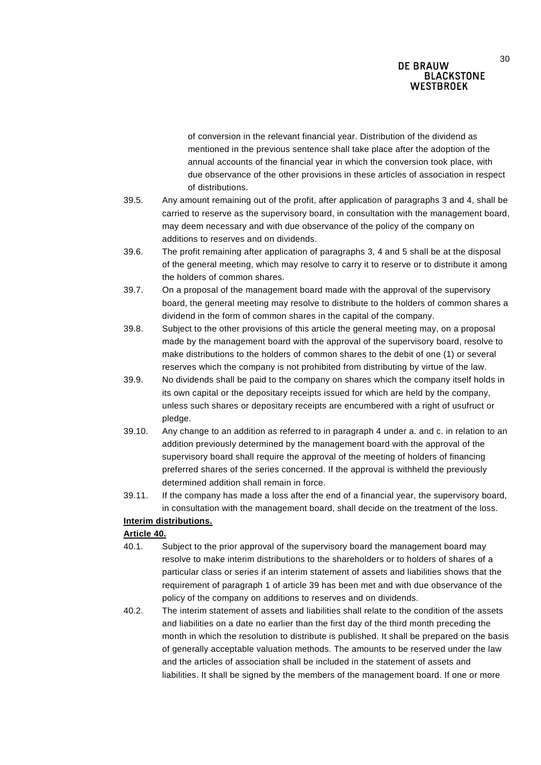of conversion in the relevant financial year. Distribution of the dividend as mentioned in the previous sentence shall take place after the adoption of the annual accounts of the financial year in which the conversion took place, with due observance of the other provisions in these articles of association in respect of distributions.

39.5. Any amount remaining out of the profit, after application of paragraphs 3 and 4, shall be carried to reserve as the supervisory board, in consultation with the management board, may deem necessary and with due observance of the policy of the company on additions to reserves and on dividends.

39.6. The profit remaining after application of paragraphs 3, 4 and 5 shall be at the disposal of the general meeting, which may resolve to carry it to reserve or to distribute it among the holders of common shares.

39.7. On a proposal of the management board made with the approval of the supervisory board, the general meeting may resolve to distribute to the holders of common shares a dividend in the form of common shares in the capital of the company.

39.8. Subject to the other provisions of this article the general meeting may, on a proposal made by the management board with the approval of the supervisory board, resolve to make distributions to the holders of common shares to the debit of one (1) or several reserves which the company is not prohibited from distributing by virtue of the law.

39.9. No dividends shall be paid to the company on shares which the company itself holds in its own capital or the depositary receipts issued for which are held by the company, unless such shares or depositary receipts are encumbered with a right of usufruct or pledge.

39.10. Any change to an addition as referred to in paragraph 4 under a. and c. in relation to an addition previously determined by the management board with the approval of the supervisory board shall require the approval of the meeting of holders of financing preferred shares of the series concerned. If the approval is withheld the previously determined addition shall remain in force.

39.11. If the company has made a loss after the end of a financial year, the supervisory board, in consultation with the management board, shall decide on the treatment of the loss.

**Interim distributions.**

**Article 40.**

40.1. Subject to the prior approval of the supervisory board the management board may resolve to make interim distributions to the shareholders or to holders of shares of a particular class or series if an interim statement of assets and liabilities shows that the requirement of paragraph 1 of article 39 has been met and with due observance of the policy of the company on additions to reserves and on dividends.

40.2. The interim statement of assets and liabilities shall relate to the condition of the assets and liabilities on a date no earlier than the first day of the third month preceding the month in which the resolution to distribute is published. It shall be prepared on the basis of generally acceptable valuation methods. The amounts to be reserved under the law and the articles of association shall be included in the statement of assets and liabilities. It shall be signed by the members of the management board. If one or more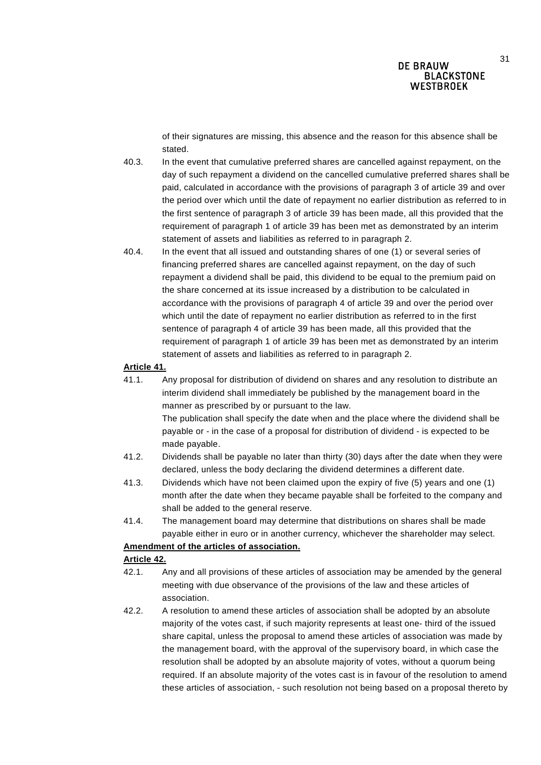of their signatures are missing, this absence and the reason for this absence shall be stated.

40.3. In the event that cumulative preferred shares are cancelled against repayment, on the day of such repayment a dividend on the cancelled cumulative preferred shares shall be paid, calculated in accordance with the provisions of paragraph 3 of article 39 and over the period over which until the date of repayment no earlier distribution as referred to in the first sentence of paragraph 3 of article 39 has been made, all this provided that the requirement of paragraph 1 of article 39 has been met as demonstrated by an interim statement of assets and liabilities as referred to in paragraph 2.

40.4. In the event that all issued and outstanding shares of one (1) or several series of financing preferred shares are cancelled against repayment, on the day of such repayment a dividend shall be paid, this dividend to be equal to the premium paid on the share concerned at its issue increased by a distribution to be calculated in accordance with the provisions of paragraph 4 of article 39 and over the period over which until the date of repayment no earlier distribution as referred to in the first sentence of paragraph 4 of article 39 has been made, all this provided that the requirement of paragraph 1 of article 39 has been met as demonstrated by an interim statement of assets and liabilities as referred to in paragraph 2.

**Article 41.**

41.1. Any proposal for distribution of dividend on shares and any resolution to distribute an interim dividend shall immediately be published by the management board in the manner as prescribed by or pursuant to the law.
The publication shall specify the date when and the place where the dividend shall be payable or - in the case of a proposal for distribution of dividend - is expected to be made payable.

41.2. Dividends shall be payable no later than thirty (30) days after the date when they were declared, unless the body declaring the dividend determines a different date.

41.3. Dividends which have not been claimed upon the expiry of five (5) years and one (1) month after the date when they became payable shall be forfeited to the company and shall be added to the general reserve.

41.4. The management board may determine that distributions on shares shall be made payable either in euro or in another currency, whichever the shareholder may select.

**Amendment of the articles of association.**

**Article 42.**

42.1. Any and all provisions of these articles of association may be amended by the general meeting with due observance of the provisions of the law and these articles of association.

42.2. A resolution to amend these articles of association shall be adopted by an absolute majority of the votes cast, if such majority represents at least one- third of the issued share capital, unless the proposal to amend these articles of association was made by the management board, with the approval of the supervisory board, in which case the resolution shall be adopted by an absolute majority of votes, without a quorum being required. If an absolute majority of the votes cast is in favour of the resolution to amend these articles of association, - such resolution not being based on a proposal thereto by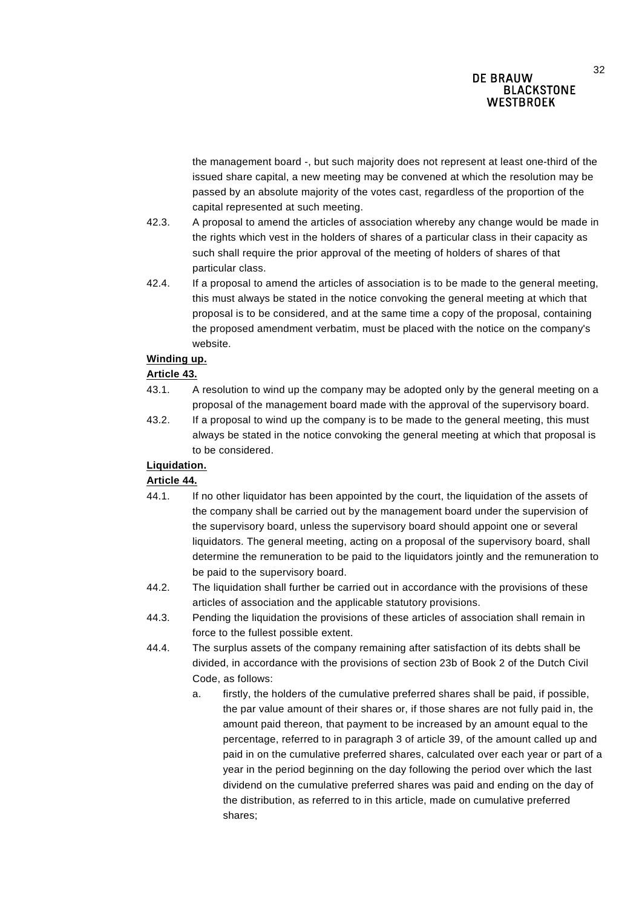the management board -, but such majority does not represent at least one-third of the issued share capital, a new meeting may be convened at which the resolution may be passed by an absolute majority of the votes cast, regardless of the proportion of the capital represented at such meeting.

42.3. A proposal to amend the articles of association whereby any change would be made in the rights which vest in the holders of shares of a particular class in their capacity as such shall require the prior approval of the meeting of holders of shares of that particular class.

42.4. If a proposal to amend the articles of association is to be made to the general meeting, this must always be stated in the notice convoking the general meeting at which that proposal is to be considered, and at the same time a copy of the proposal, containing the proposed amendment verbatim, must be placed with the notice on the company's website.

**Winding up.**

**Article 43.**

43.1. A resolution to wind up the company may be adopted only by the general meeting on a proposal of the management board made with the approval of the supervisory board.

43.2. If a proposal to wind up the company is to be made to the general meeting, this must always be stated in the notice convoking the general meeting at which that proposal is to be considered.

**Liquidation.**

**Article 44.**

44.1. If no other liquidator has been appointed by the court, the liquidation of the assets of the company shall be carried out by the management board under the supervision of the supervisory board, unless the supervisory board should appoint one or several liquidators. The general meeting, acting on a proposal of the supervisory board, shall determine the remuneration to be paid to the liquidators jointly and the remuneration to be paid to the supervisory board.

44.2. The liquidation shall further be carried out in accordance with the provisions of these articles of association and the applicable statutory provisions.

44.3. Pending the liquidation the provisions of these articles of association shall remain in force to the fullest possible extent.

44.4. The surplus assets of the company remaining after satisfaction of its debts shall be divided, in accordance with the provisions of section 23b of Book 2 of the Dutch Civil Code, as follows:

a. firstly, the holders of the cumulative preferred shares shall be paid, if possible, the par value amount of their shares or, if those shares are not fully paid in, the amount paid thereon, that payment to be increased by an amount equal to the percentage, referred to in paragraph 3 of article 39, of the amount called up and paid in on the cumulative preferred shares, calculated over each year or part of a year in the period beginning on the day following the period over which the last dividend on the cumulative preferred shares was paid and ending on the day of the distribution, as referred to in this article, made on cumulative preferred shares;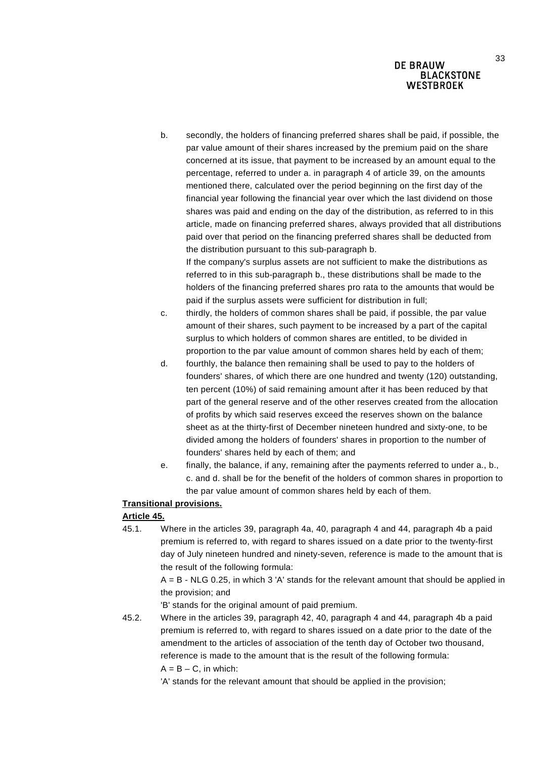b. secondly, the holders of financing preferred shares shall be paid, if possible, the par value amount of their shares increased by the premium paid on the share concerned at its issue, that payment to be increased by an amount equal to the percentage, referred to under a. in paragraph 4 of article 39, on the amounts mentioned there, calculated over the period beginning on the first day of the financial year following the financial year over which the last dividend on those shares was paid and ending on the day of the distribution, as referred to in this article, made on financing preferred shares, always provided that all distributions paid over that period on the financing preferred shares shall be deducted from the distribution pursuant to this sub-paragraph b.

   If the company's surplus assets are not sufficient to make the distributions as referred to in this sub-paragraph b., these distributions shall be made to the holders of the financing preferred shares pro rata to the amounts that would be paid if the surplus assets were sufficient for distribution in full;

c. thirdly, the holders of common shares shall be paid, if possible, the par value amount of their shares, such payment to be increased by a part of the capital surplus to which holders of common shares are entitled, to be divided in proportion to the par value amount of common shares held by each of them;

d. fourthly, the balance then remaining shall be used to pay to the holders of founders' shares, of which there are one hundred and twenty (120) outstanding, ten percent (10%) of said remaining amount after it has been reduced by that part of the general reserve and of the other reserves created from the allocation of profits by which said reserves exceed the reserves shown on the balance sheet as at the thirty-first of December nineteen hundred and sixty-one, to be divided among the holders of founders' shares in proportion to the number of founders' shares held by each of them; and

e. finally, the balance, if any, remaining after the payments referred to under a., b., c. and d. shall be for the benefit of the holders of common shares in proportion to the par value amount of common shares held by each of them.

**Transitional provisions.**

**Article 45.**

45.1. Where in the articles 39, paragraph 4a, 40, paragraph 4 and 44, paragraph 4b a paid premium is referred to, with regard to shares issued on a date prior to the twenty-first day of July nineteen hundred and ninety-seven, reference is made to the amount that is the result of the following formula:

$A = B$ - NLG 0.25, in which 3 'A' stands for the relevant amount that should be applied in the provision; and

'B' stands for the original amount of paid premium.

45.2. Where in the articles 39, paragraph 42, 40, paragraph 4 and 44, paragraph 4b a paid premium is referred to, with regard to shares issued on a date prior to the date of the amendment to the articles of association of the tenth day of October two thousand, reference is made to the amount that is the result of the following formula:

$A = B – C$, in which:

'A' stands for the relevant amount that should be applied in the provision;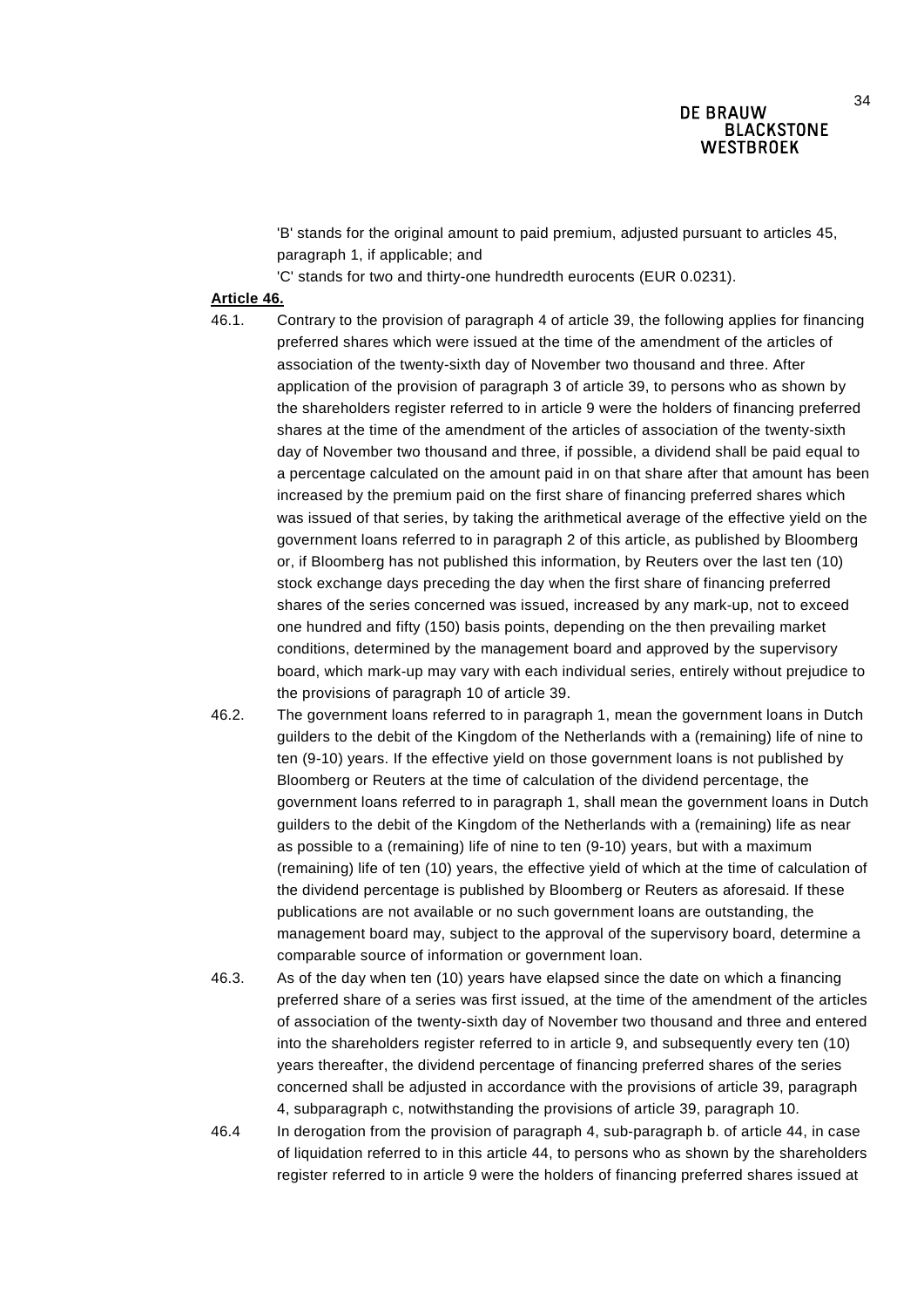'B' stands for the original amount to paid premium, adjusted pursuant to articles 45, paragraph 1, if applicable; and

'C' stands for two and thirty-one hundredth eurocents (EUR 0.0231).

**Article 46.**

46.1. Contrary to the provision of paragraph 4 of article 39, the following applies for financing preferred shares which were issued at the time of the amendment of the articles of association of the twenty-sixth day of November two thousand and three. After application of the provision of paragraph 3 of article 39, to persons who as shown by the shareholders register referred to in article 9 were the holders of financing preferred shares at the time of the amendment of the articles of association of the twenty-sixth day of November two thousand and three, if possible, a dividend shall be paid equal to a percentage calculated on the amount paid in on that share after that amount has been increased by the premium paid on the first share of financing preferred shares which was issued of that series, by taking the arithmetical average of the effective yield on the government loans referred to in paragraph 2 of this article, as published by Bloomberg or, if Bloomberg has not published this information, by Reuters over the last ten (10) stock exchange days preceding the day when the first share of financing preferred shares of the series concerned was issued, increased by any mark-up, not to exceed one hundred and fifty (150) basis points, depending on the then prevailing market conditions, determined by the management board and approved by the supervisory board, which mark-up may vary with each individual series, entirely without prejudice to the provisions of paragraph 10 of article 39.

46.2. The government loans referred to in paragraph 1, mean the government loans in Dutch guilders to the debit of the Kingdom of the Netherlands with a (remaining) life of nine to ten (9-10) years. If the effective yield on those government loans is not published by Bloomberg or Reuters at the time of calculation of the dividend percentage, the government loans referred to in paragraph 1, shall mean the government loans in Dutch guilders to the debit of the Kingdom of the Netherlands with a (remaining) life as near as possible to a (remaining) life of nine to ten (9-10) years, but with a maximum (remaining) life of ten (10) years, the effective yield of which at the time of calculation of the dividend percentage is published by Bloomberg or Reuters as aforesaid. If these publications are not available or no such government loans are outstanding, the management board may, subject to the approval of the supervisory board, determine a comparable source of information or government loan.

46.3. As of the day when ten (10) years have elapsed since the date on which a financing preferred share of a series was first issued, at the time of the amendment of the articles of association of the twenty-sixth day of November two thousand and three and entered into the shareholders register referred to in article 9, and subsequently every ten (10) years thereafter, the dividend percentage of financing preferred shares of the series concerned shall be adjusted in accordance with the provisions of article 39, paragraph 4, subparagraph c, notwithstanding the provisions of article 39, paragraph 10.

46.4 In derogation from the provision of paragraph 4, sub-paragraph b. of article 44, in case of liquidation referred to in this article 44, to persons who as shown by the shareholders register referred to in article 9 were the holders of financing preferred shares issued at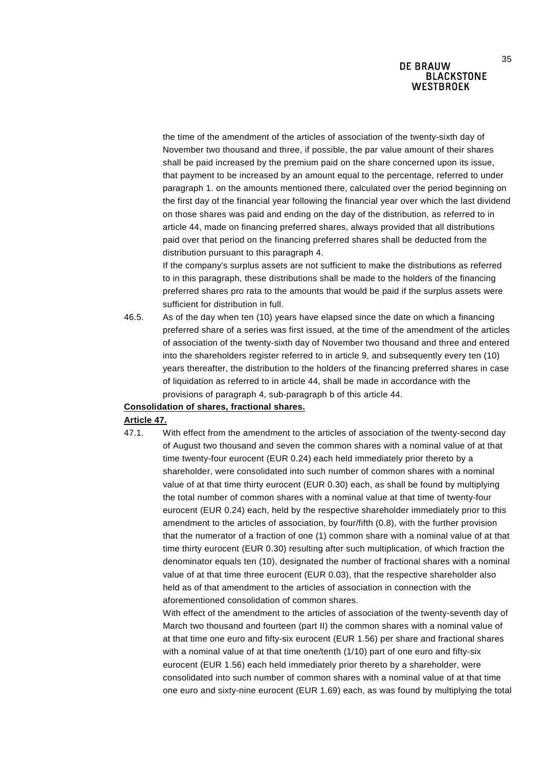the time of the amendment of the articles of association of the twenty-sixth day of November two thousand and three, if possible, the par value amount of their shares shall be paid increased by the premium paid on the share concerned upon its issue, that payment to be increased by an amount equal to the percentage, referred to under paragraph 1. on the amounts mentioned there, calculated over the period beginning on the first day of the financial year following the financial year over which the last dividend on those shares was paid and ending on the day of the distribution, as referred to in article 44, made on financing preferred shares, always provided that all distributions paid over that period on the financing preferred shares shall be deducted from the distribution pursuant to this paragraph 4.

If the company's surplus assets are not sufficient to make the distributions as referred to in this paragraph, these distributions shall be made to the holders of the financing preferred shares pro rata to the amounts that would be paid if the surplus assets were sufficient for distribution in full.

46.5. As of the day when ten (10) years have elapsed since the date on which a financing preferred share of a series was first issued, at the time of the amendment of the articles of association of the twenty-sixth day of November two thousand and three and entered into the shareholders register referred to in article 9, and subsequently every ten (10) years thereafter, the distribution to the holders of the financing preferred shares in case of liquidation as referred to in article 44, shall be made in accordance with the provisions of paragraph 4, sub-paragraph b of this article 44.

**Consolidation of shares, fractional shares.**

**Article 47.**

47.1. With effect from the amendment to the articles of association of the twenty-second day of August two thousand and seven the common shares with a nominal value of at that time twenty-four eurocent (EUR 0.24) each held immediately prior thereto by a shareholder, were consolidated into such number of common shares with a nominal value of at that time thirty eurocent (EUR 0.30) each, as shall be found by multiplying the total number of common shares with a nominal value at that time of twenty-four eurocent (EUR 0.24) each, held by the respective shareholder immediately prior to this amendment to the articles of association, by four/fifth (0.8), with the further provision that the numerator of a fraction of one (1) common share with a nominal value of at that time thirty eurocent (EUR 0.30) resulting after such multiplication, of which fraction the denominator equals ten (10), designated the number of fractional shares with a nominal value of at that time three eurocent (EUR 0.03), that the respective shareholder also held as of that amendment to the articles of association in connection with the aforementioned consolidation of common shares.

With effect of the amendment to the articles of association of the twenty-seventh day of March two thousand and fourteen (part II) the common shares with a nominal value of at that time one euro and fifty-six eurocent (EUR 1.56) per share and fractional shares with a nominal value of at that time one/tenth (1/10) part of one euro and fifty-six eurocent (EUR 1.56) each held immediately prior thereto by a shareholder, were consolidated into such number of common shares with a nominal value of at that time one euro and sixty-nine eurocent (EUR 1.69) each, as was found by multiplying the total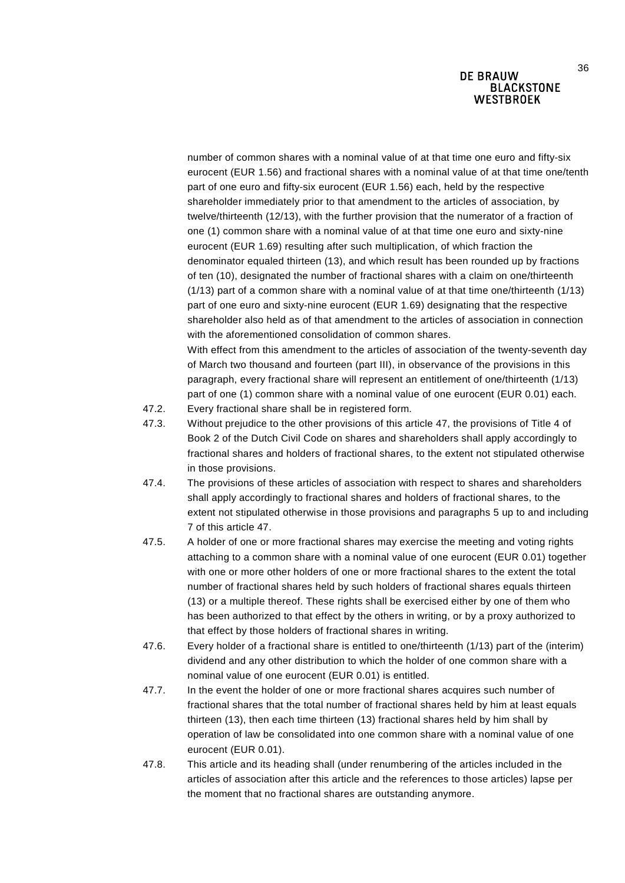number of common shares with a nominal value of at that time one euro and fifty-six eurocent (EUR 1.56) and fractional shares with a nominal value of at that time one/tenth part of one euro and fifty-six eurocent (EUR 1.56) each, held by the respective shareholder immediately prior to that amendment to the articles of association, by twelve/thirteenth (12/13), with the further provision that the numerator of a fraction of one (1) common share with a nominal value of at that time one euro and sixty-nine eurocent (EUR 1.69) resulting after such multiplication, of which fraction the denominator equaled thirteen (13), and which result has been rounded up by fractions of ten (10), designated the number of fractional shares with a claim on one/thirteenth (1/13) part of a common share with a nominal value of at that time one/thirteenth (1/13) part of one euro and sixty-nine eurocent (EUR 1.69) designating that the respective shareholder also held as of that amendment to the articles of association in connection with the aforementioned consolidation of common shares.

With effect from this amendment to the articles of association of the twenty-seventh day of March two thousand and fourteen (part III), in observance of the provisions in this paragraph, every fractional share will represent an entitlement of one/thirteenth (1/13) part of one (1) common share with a nominal value of one eurocent (EUR 0.01) each.

47.2. Every fractional share shall be in registered form.

47.3. Without prejudice to the other provisions of this article 47, the provisions of Title 4 of Book 2 of the Dutch Civil Code on shares and shareholders shall apply accordingly to fractional shares and holders of fractional shares, to the extent not stipulated otherwise in those provisions.

47.4. The provisions of these articles of association with respect to shares and shareholders shall apply accordingly to fractional shares and holders of fractional shares, to the extent not stipulated otherwise in those provisions and paragraphs 5 up to and including 7 of this article 47.

47.5. A holder of one or more fractional shares may exercise the meeting and voting rights attaching to a common share with a nominal value of one eurocent (EUR 0.01) together with one or more other holders of one or more fractional shares to the extent the total number of fractional shares held by such holders of fractional shares equals thirteen (13) or a multiple thereof. These rights shall be exercised either by one of them who has been authorized to that effect by the others in writing, or by a proxy authorized to that effect by those holders of fractional shares in writing.

47.6. Every holder of a fractional share is entitled to one/thirteenth (1/13) part of the (interim) dividend and any other distribution to which the holder of one common share with a nominal value of one eurocent (EUR 0.01) is entitled.

47.7. In the event the holder of one or more fractional shares acquires such number of fractional shares that the total number of fractional shares held by him at least equals thirteen (13), then each time thirteen (13) fractional shares held by him shall by operation of law be consolidated into one common share with a nominal value of one eurocent (EUR 0.01).

47.8. This article and its heading shall (under renumbering of the articles included in the articles of association after this article and the references to those articles) lapse per the moment that no fractional shares are outstanding anymore.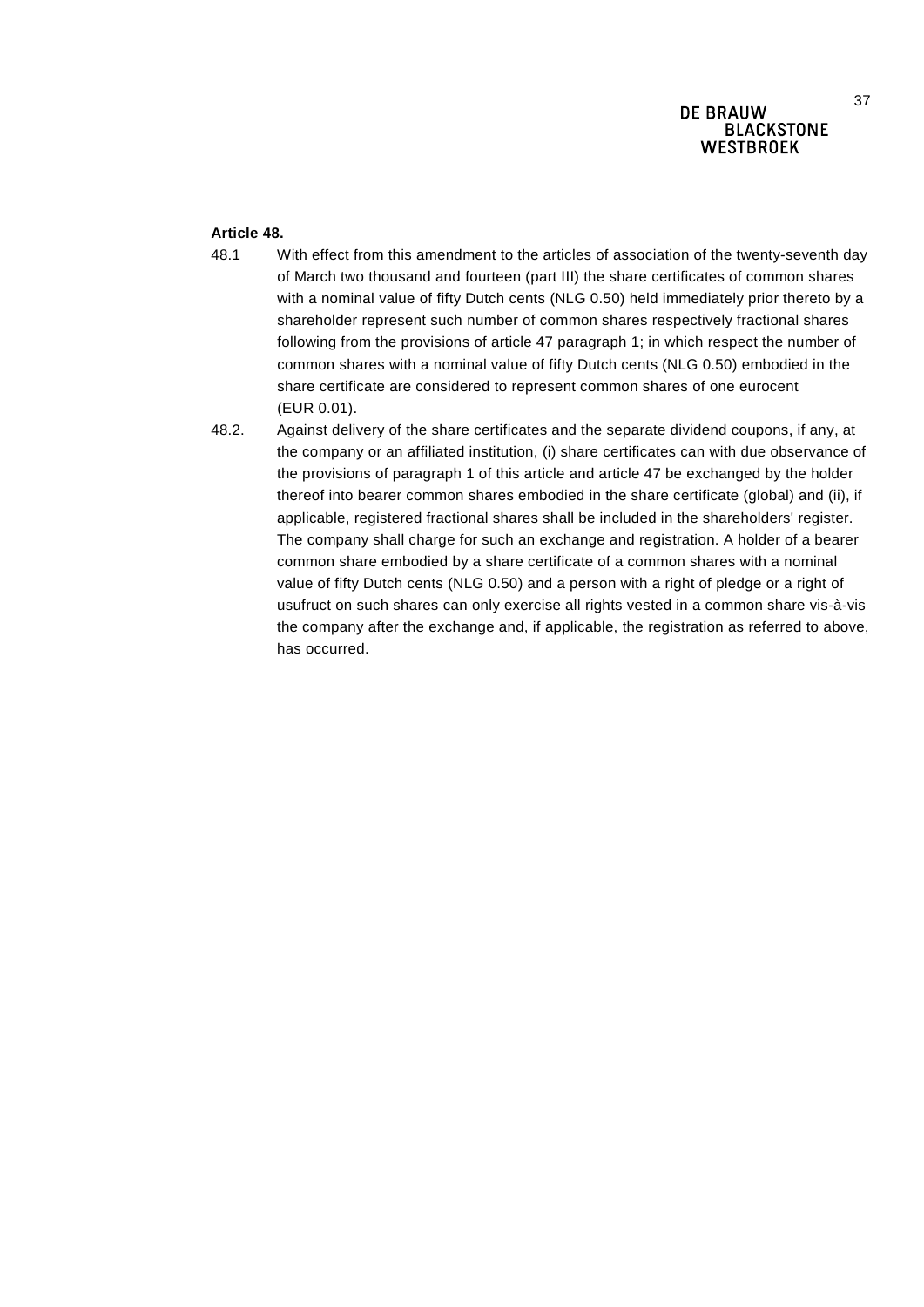**Article 48.**

48.1 With effect from this amendment to the articles of association of the twenty-seventh day of March two thousand and fourteen (part III) the share certificates of common shares with a nominal value of fifty Dutch cents (NLG 0.50) held immediately prior thereto by a shareholder represent such number of common shares respectively fractional shares following from the provisions of article 47 paragraph 1; in which respect the number of common shares with a nominal value of fifty Dutch cents (NLG 0.50) embodied in the share certificate are considered to represent common shares of one eurocent (EUR 0.01).

48.2. Against delivery of the share certificates and the separate dividend coupons, if any, at the company or an affiliated institution, (i) share certificates can with due observance of the provisions of paragraph 1 of this article and article 47 be exchanged by the holder thereof into bearer common shares embodied in the share certificate (global) and (ii), if applicable, registered fractional shares shall be included in the shareholders' register. The company shall charge for such an exchange and registration. A holder of a bearer common share embodied by a share certificate of a common shares with a nominal value of fifty Dutch cents (NLG 0.50) and a person with a right of pledge or a right of usufruct on such shares can only exercise all rights vested in a common share vis-à-vis the company after the exchange and, if applicable, the registration as referred to above, has occurred.